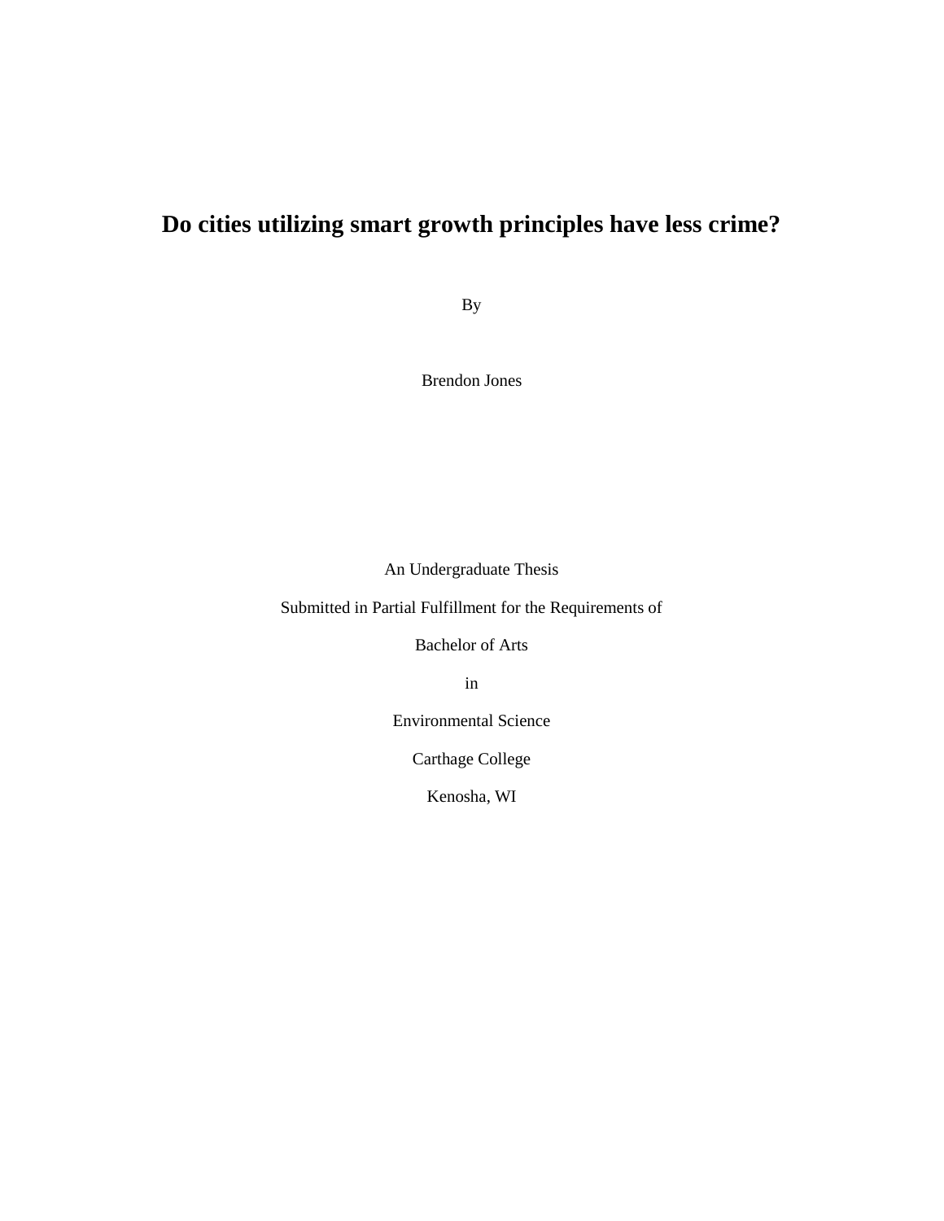# Do cities utilizing smart growth principles have less crime?

By

Brendon Jones

An Undergraduate Thesis

Submitted in Partial Fulfillment for the Requirements of

Bachelor of Arts

in

Environmental Science

Carthage College

Kenosha, WI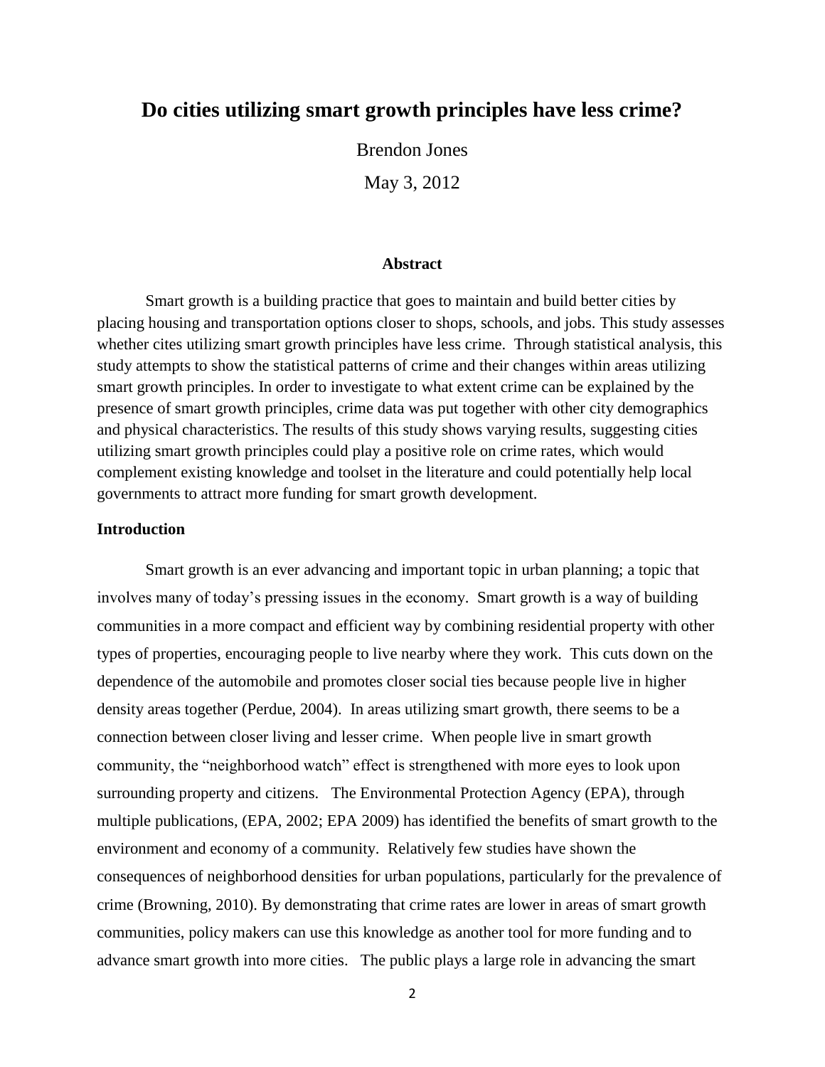# Do cities utilizing smart growth principles have less crime?

Brendon Jones

May 3, 2012

## Abstract

Smart growth is a building practice that goes to maintain and build better cities by placing housing and transportation options closer to shops, schools, and jobs. This study assesses whether cites utilizing smart growth principles have less crime. Through statistical analysis, this study attempts to show the statistical patterns of crime and their changes within areas utilizing smart growth principles. In order to investigate to what extent crime can be explained by the presence of smart growth principles, crime data was put together with other city demographics and physical characteristics. The results of this study shows varying results, suggesting cities utilizing smart growth principles could play a positive role on crime rates, which would complement existing knowledge and toolset in the literature and could potentially help local governments to attract more funding for smart growth development.

## Introduction

Smart growth is an ever advancing and important topic in urban planning; a topic that involves many of today's pressing issues in the economy. Smart growth is a way of building communities in a more compact and efficient way by combining residential property with other types of properties, encouraging people to live nearby where they work. This cuts down on the dependence of the automobile and promotes closer social ties because people live in higher density areas together (Perdue, 2004). In areas utilizing smart growth, there seems to be a connection between closer living and lesser crime. When people live in smart growth community, the "neighborhood watch" effect is strengthened with more eyes to look upon surrounding property and citizens. The Environmental Protection Agency (EPA), through multiple publications, (EPA, 2002; EPA 2009) has identified the benefits of smart growth to the environment and economy of a community. Relatively few studies have shown the consequences of neighborhood densities for urban populations, particularly for the prevalence of crime (Browning, 2010). By demonstrating that crime rates are lower in areas of smart growth communities, policy makers can use this knowledge as another tool for more funding and to advance smart growth into more cities. The public plays a large role in advancing the smart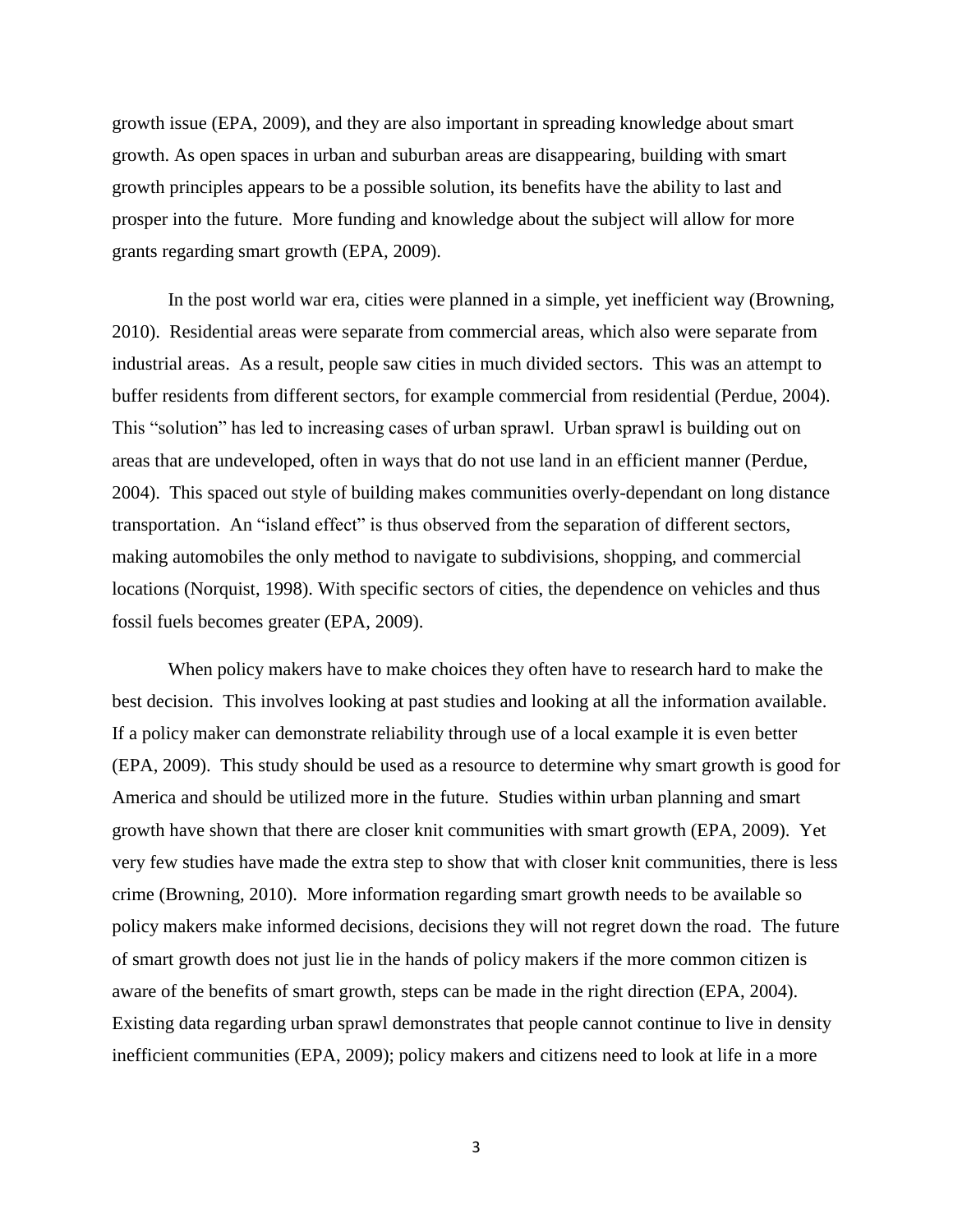growth issue (EPA, 2009), and they are also important in spreading knowledge about smart growth. As open spaces in urban and suburban areas are disappearing, building with smart growth principles appears to be a possible solution, its benefits have the ability to last and prosper into the future. More funding and knowledge about the subject will allow for more grants regarding smart growth (EPA, 2009).

In the post world war era, cities were planned in a simple, yet inefficient way (Browning, 2010). Residential areas were separate from commercial areas, which also were separate from industrial areas. As a result, people saw cities in much divided sectors. This was an attempt to buffer residents from different sectors, for example commercial from residential (Perdue, 2004). This "solution" has led to increasing cases of urban sprawl. Urban sprawl is building out on areas that are undeveloped, often in ways that do not use land in an efficient manner (Perdue, 2004). This spaced out style of building makes communities overly-dependant on long distance transportation. An "island effect" is thus observed from the separation of different sectors, making automobiles the only method to navigate to subdivisions, shopping, and commercial locations (Norquist, 1998). With specific sectors of cities, the dependence on vehicles and thus fossil fuels becomes greater (EPA, 2009).

When policy makers have to make choices they often have to research hard to make the best decision. This involves looking at past studies and looking at all the information available. If a policy maker can demonstrate reliability through use of a local example it is even better (EPA, 2009). This study should be used as a resource to determine why smart growth is good for America and should be utilized more in the future. Studies within urban planning and smart growth have shown that there are closer knit communities with smart growth (EPA, 2009). Yet very few studies have made the extra step to show that with closer knit communities, there is less crime (Browning, 2010). More information regarding smart growth needs to be available so policy makers make informed decisions, decisions they will not regret down the road. The future of smart growth does not just lie in the hands of policy makers if the more common citizen is aware of the benefits of smart growth, steps can be made in the right direction (EPA, 2004). Existing data regarding urban sprawl demonstrates that people cannot continue to live in density inefficient communities (EPA, 2009); policy makers and citizens need to look at life in a more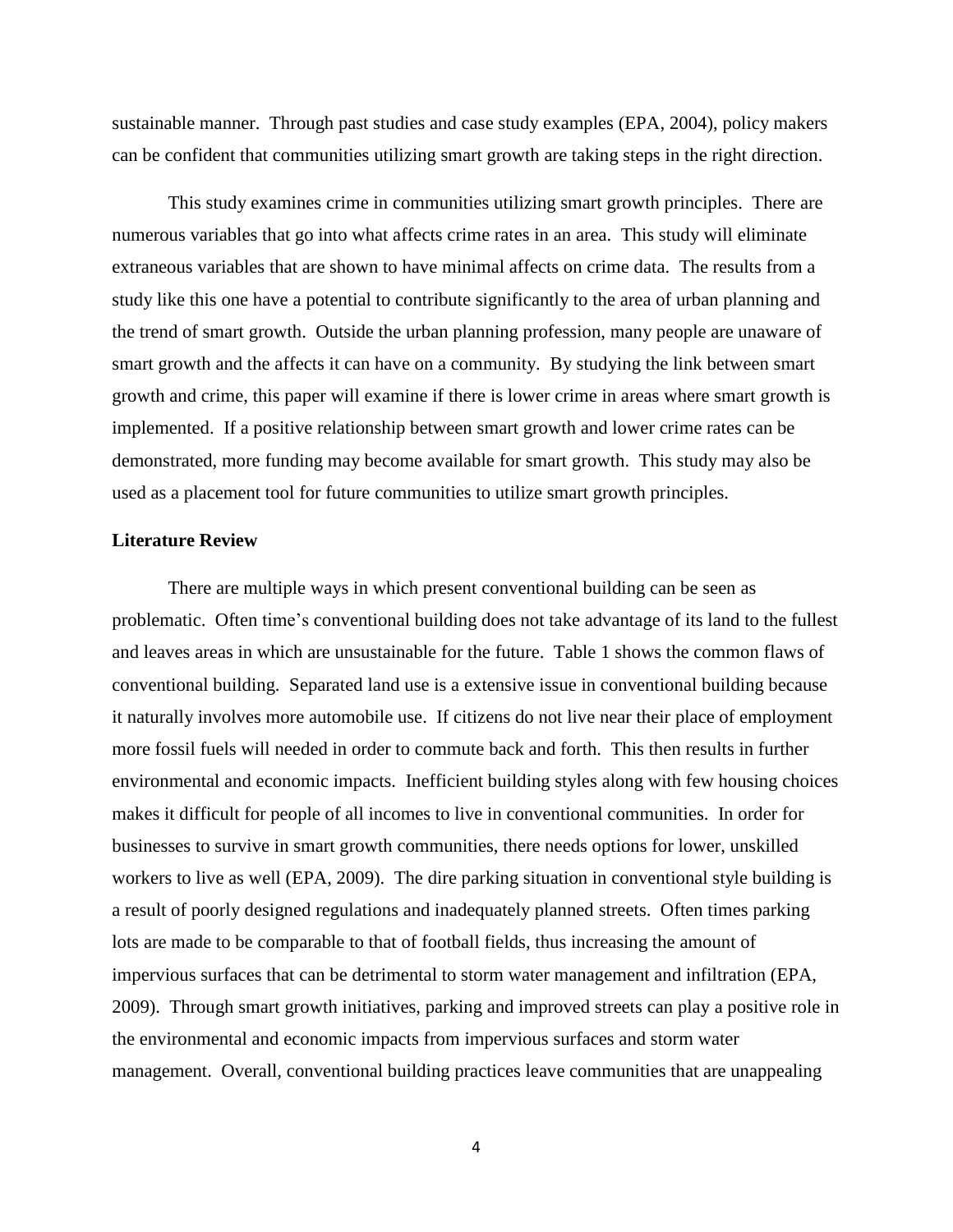sustainable manner. Through past studies and case study examples (EPA, 2004), policy makers can be confident that communities utilizing smart growth are taking steps in the right direction.

This study examines crime in communities utilizing smart growth principles. There are numerous variables that go into what affects crime rates in an area. This study will eliminate extraneous variables that are shown to have minimal affects on crime data. The results from a study like this one have a potential to contribute significantly to the area of urban planning and the trend of smart growth. Outside the urban planning profession, many people are unaware of smart growth and the affects it can have on a community. By studying the link between smart growth and crime, this paper will examine if there is lower crime in areas where smart growth is implemented. If a positive relationship between smart growth and lower crime rates can be demonstrated, more funding may become available for smart growth. This study may also be used as a placement tool for future communities to utilize smart growth principles.

**Literature Review**

There are multiple ways in which present conventional building can be seen as problematic. Often time's conventional building does not take advantage of its land to the fullest and leaves areas in which are unsustainable for the future. Table 1 shows the common flaws of conventional building. Separated land use is a extensive issue in conventional building because it naturally involves more automobile use. If citizens do not live near their place of employment more fossil fuels will needed in order to commute back and forth. This then results in further environmental and economic impacts. Inefficient building styles along with few housing choices makes it difficult for people of all incomes to live in conventional communities. In order for businesses to survive in smart growth communities, there needs options for lower, unskilled workers to live as well (EPA, 2009). The dire parking situation in conventional style building is a result of poorly designed regulations and inadequately planned streets. Often times parking lots are made to be comparable to that of football fields, thus increasing the amount of impervious surfaces that can be detrimental to storm water management and infiltration (EPA, 2009). Through smart growth initiatives, parking and improved streets can play a positive role in the environmental and economic impacts from impervious surfaces and storm water management. Overall, conventional building practices leave communities that are unappealing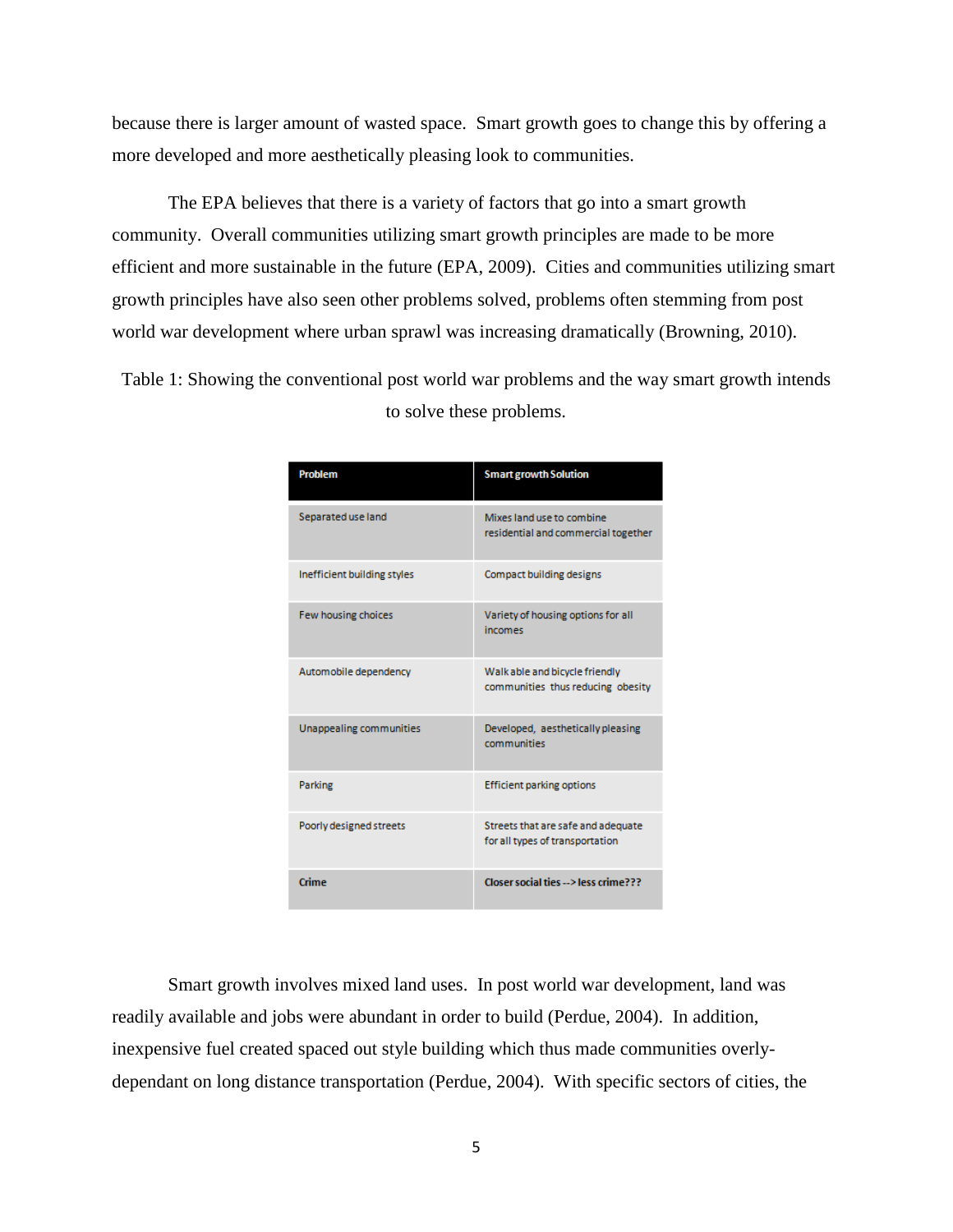because there is larger amount of wasted space. Smart growth goes to change this by offering a more developed and more aesthetically pleasing look to communities.

The EPA believes that there is a variety of factors that go into a smart growth community. Overall communities utilizing smart growth principles are made to be more efficient and more sustainable in the future (EPA, 2009). Cities and communities utilizing smart growth principles have also seen other problems solved, problems often stemming from post world war development where urban sprawl was increasing dramatically (Browning, 2010).

Table 1: Showing the conventional post world war problems and the way smart growth intends to solve these problems.

| Problem | Smart growth Solution |
|---|---|
| Separated use land | Mixes land use to combine residential and commercial together |
| Inefficient building styles | Compact building designs |
| Few housing choices | Variety of housing options for all incomes |
| Automobile dependency | Walk able and bicycle friendly communities thus reducing obesity |
| Unappealing communities | Developed, aesthetically pleasing communities |
| Parking | Efficient parking options |
| Poorly designed streets | Streets that are safe and adequate for all types of transportation |
| **Crime** | **Closer social ties --> less crime???** |

Smart growth involves mixed land uses. In post world war development, land was readily available and jobs were abundant in order to build (Perdue, 2004). In addition, inexpensive fuel created spaced out style building which thus made communities overly-dependant on long distance transportation (Perdue, 2004). With specific sectors of cities, the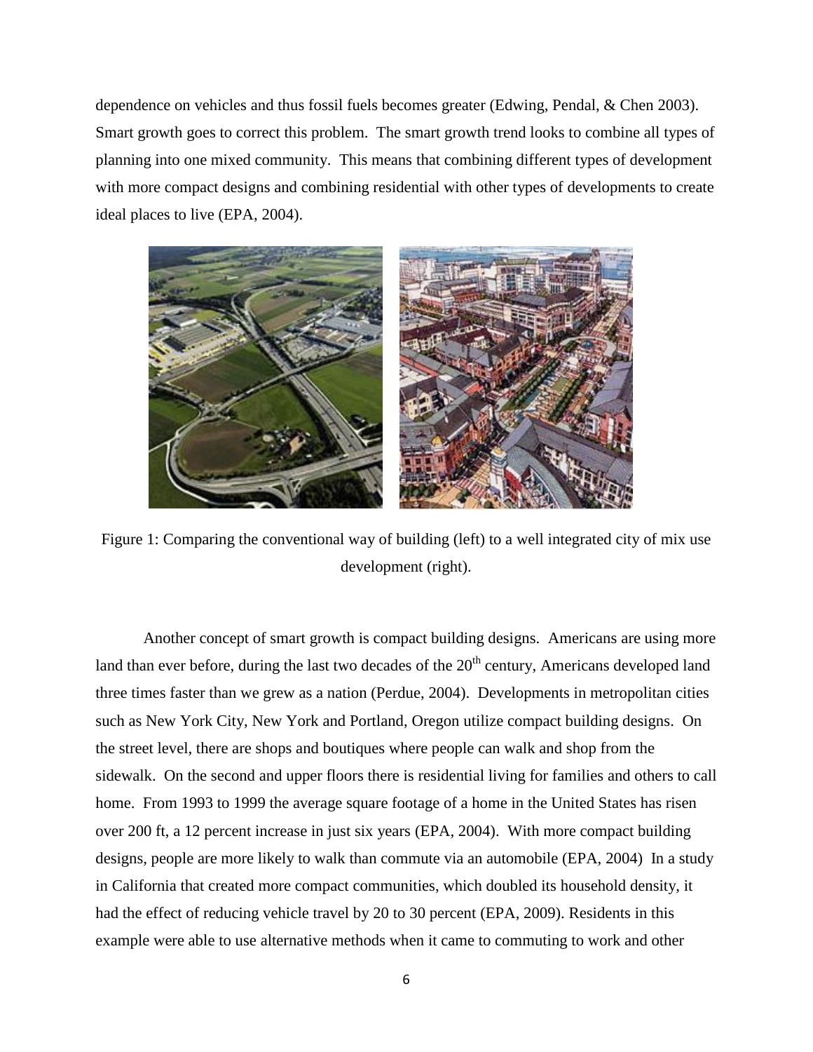dependence on vehicles and thus fossil fuels becomes greater (Edwing, Pendal, & Chen 2003). Smart growth goes to correct this problem. The smart growth trend looks to combine all types of planning into one mixed community. This means that combining different types of development with more compact designs and combining residential with other types of developments to create ideal places to live (EPA, 2004).

Figure 1: Comparing the conventional way of building (left) to a well integrated city of mix use development (right).

Another concept of smart growth is compact building designs. Americans are using more land than ever before, during the last two decades of the 20th century, Americans developed land three times faster than we grew as a nation (Perdue, 2004). Developments in metropolitan cities such as New York City, New York and Portland, Oregon utilize compact building designs. On the street level, there are shops and boutiques where people can walk and shop from the sidewalk. On the second and upper floors there is residential living for families and others to call home. From 1993 to 1999 the average square footage of a home in the United States has risen over 200 ft, a 12 percent increase in just six years (EPA, 2004). With more compact building designs, people are more likely to walk than commute via an automobile (EPA, 2004) In a study in California that created more compact communities, which doubled its household density, it had the effect of reducing vehicle travel by 20 to 30 percent (EPA, 2009). Residents in this example were able to use alternative methods when it came to commuting to work and other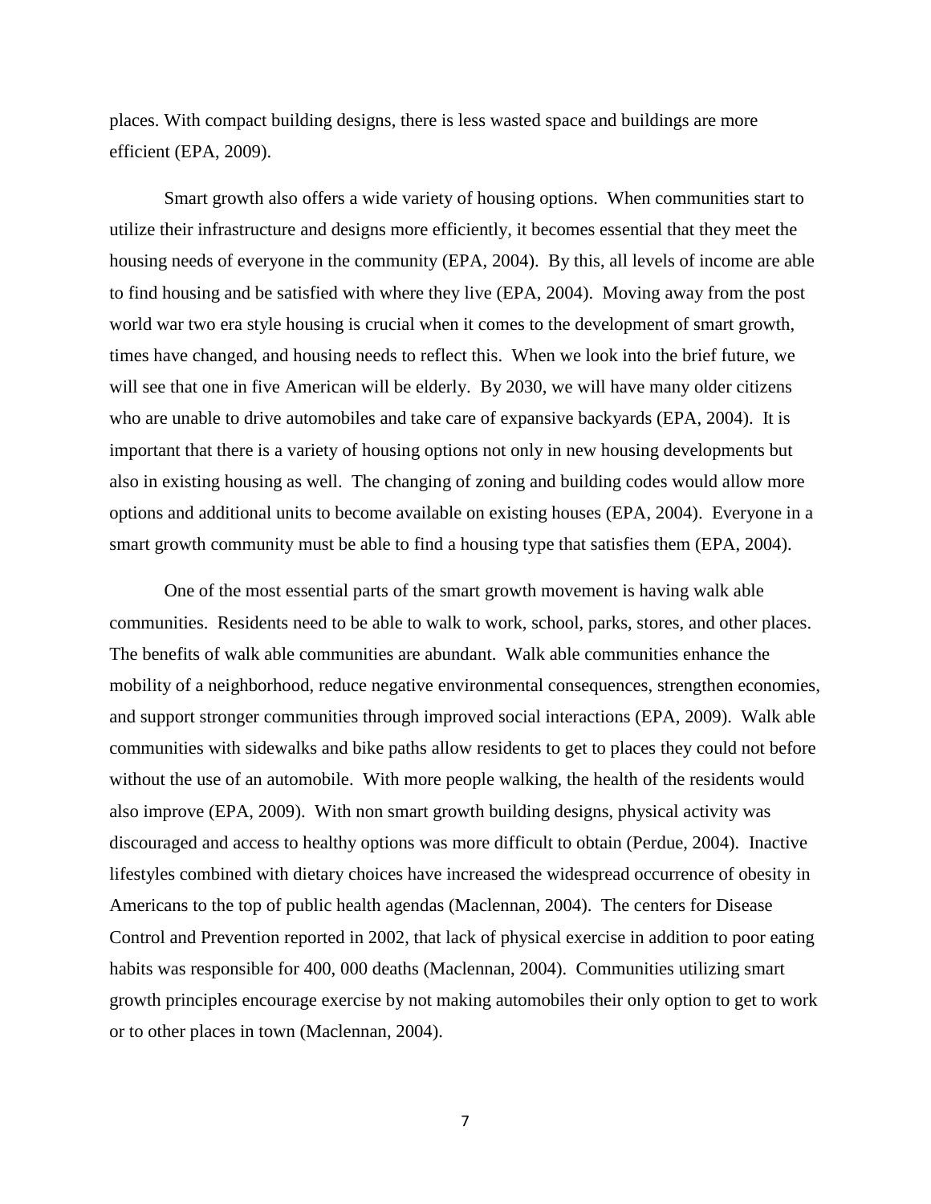places. With compact building designs, there is less wasted space and buildings are more efficient (EPA, 2009).

Smart growth also offers a wide variety of housing options. When communities start to utilize their infrastructure and designs more efficiently, it becomes essential that they meet the housing needs of everyone in the community (EPA, 2004). By this, all levels of income are able to find housing and be satisfied with where they live (EPA, 2004). Moving away from the post world war two era style housing is crucial when it comes to the development of smart growth, times have changed, and housing needs to reflect this. When we look into the brief future, we will see that one in five American will be elderly. By 2030, we will have many older citizens who are unable to drive automobiles and take care of expansive backyards (EPA, 2004). It is important that there is a variety of housing options not only in new housing developments but also in existing housing as well. The changing of zoning and building codes would allow more options and additional units to become available on existing houses (EPA, 2004). Everyone in a smart growth community must be able to find a housing type that satisfies them (EPA, 2004).

One of the most essential parts of the smart growth movement is having walk able communities. Residents need to be able to walk to work, school, parks, stores, and other places. The benefits of walk able communities are abundant. Walk able communities enhance the mobility of a neighborhood, reduce negative environmental consequences, strengthen economies, and support stronger communities through improved social interactions (EPA, 2009). Walk able communities with sidewalks and bike paths allow residents to get to places they could not before without the use of an automobile. With more people walking, the health of the residents would also improve (EPA, 2009). With non smart growth building designs, physical activity was discouraged and access to healthy options was more difficult to obtain (Perdue, 2004). Inactive lifestyles combined with dietary choices have increased the widespread occurrence of obesity in Americans to the top of public health agendas (Maclennan, 2004). The centers for Disease Control and Prevention reported in 2002, that lack of physical exercise in addition to poor eating habits was responsible for 400, 000 deaths (Maclennan, 2004). Communities utilizing smart growth principles encourage exercise by not making automobiles their only option to get to work or to other places in town (Maclennan, 2004).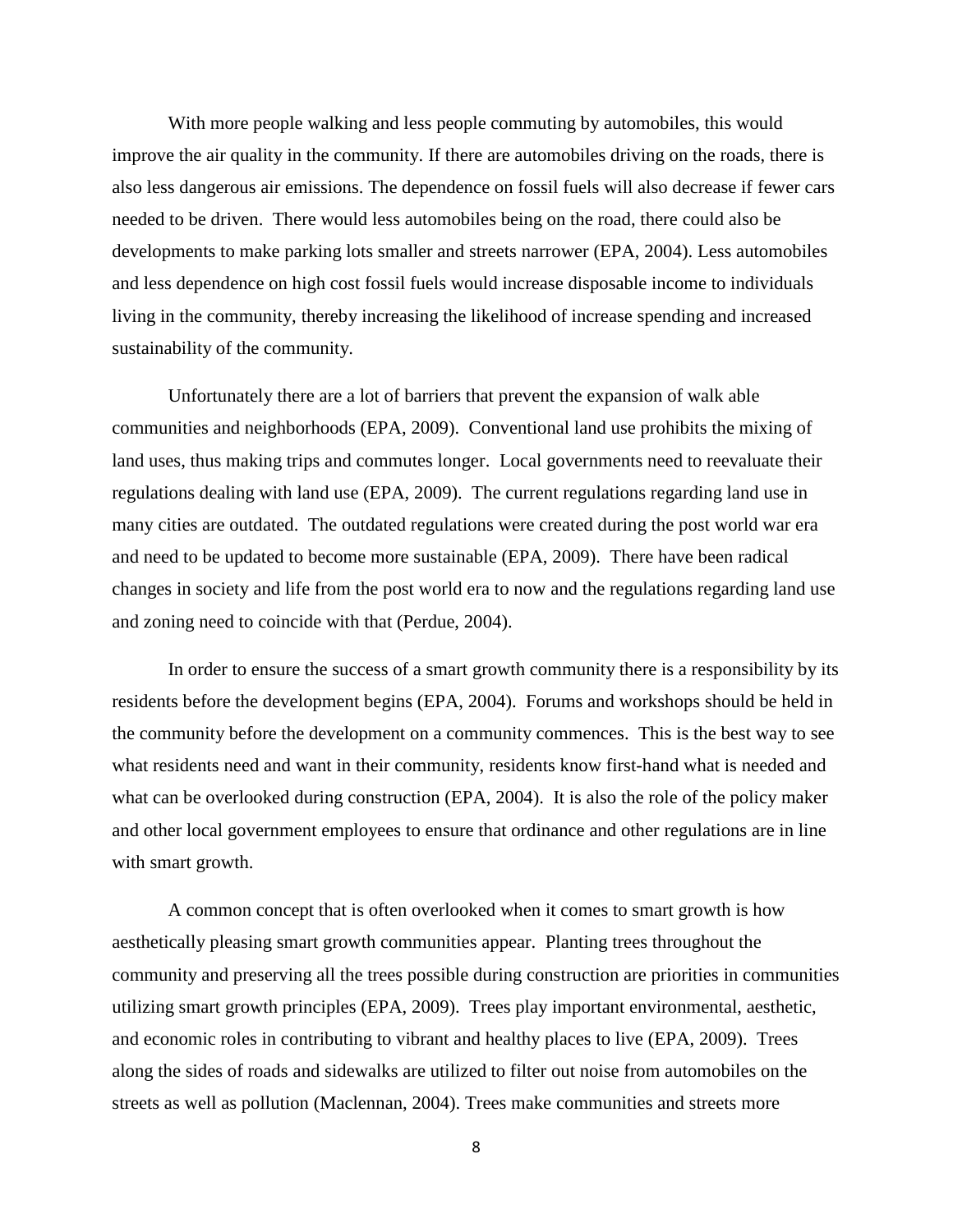With more people walking and less people commuting by automobiles, this would improve the air quality in the community. If there are automobiles driving on the roads, there is also less dangerous air emissions. The dependence on fossil fuels will also decrease if fewer cars needed to be driven. There would less automobiles being on the road, there could also be developments to make parking lots smaller and streets narrower (EPA, 2004). Less automobiles and less dependence on high cost fossil fuels would increase disposable income to individuals living in the community, thereby increasing the likelihood of increase spending and increased sustainability of the community.

Unfortunately there are a lot of barriers that prevent the expansion of walk able communities and neighborhoods (EPA, 2009). Conventional land use prohibits the mixing of land uses, thus making trips and commutes longer. Local governments need to reevaluate their regulations dealing with land use (EPA, 2009). The current regulations regarding land use in many cities are outdated. The outdated regulations were created during the post world war era and need to be updated to become more sustainable (EPA, 2009). There have been radical changes in society and life from the post world era to now and the regulations regarding land use and zoning need to coincide with that (Perdue, 2004).

In order to ensure the success of a smart growth community there is a responsibility by its residents before the development begins (EPA, 2004). Forums and workshops should be held in the community before the development on a community commences. This is the best way to see what residents need and want in their community, residents know first-hand what is needed and what can be overlooked during construction (EPA, 2004). It is also the role of the policy maker and other local government employees to ensure that ordinance and other regulations are in line with smart growth.

A common concept that is often overlooked when it comes to smart growth is how aesthetically pleasing smart growth communities appear. Planting trees throughout the community and preserving all the trees possible during construction are priorities in communities utilizing smart growth principles (EPA, 2009). Trees play important environmental, aesthetic, and economic roles in contributing to vibrant and healthy places to live (EPA, 2009). Trees along the sides of roads and sidewalks are utilized to filter out noise from automobiles on the streets as well as pollution (Maclennan, 2004). Trees make communities and streets more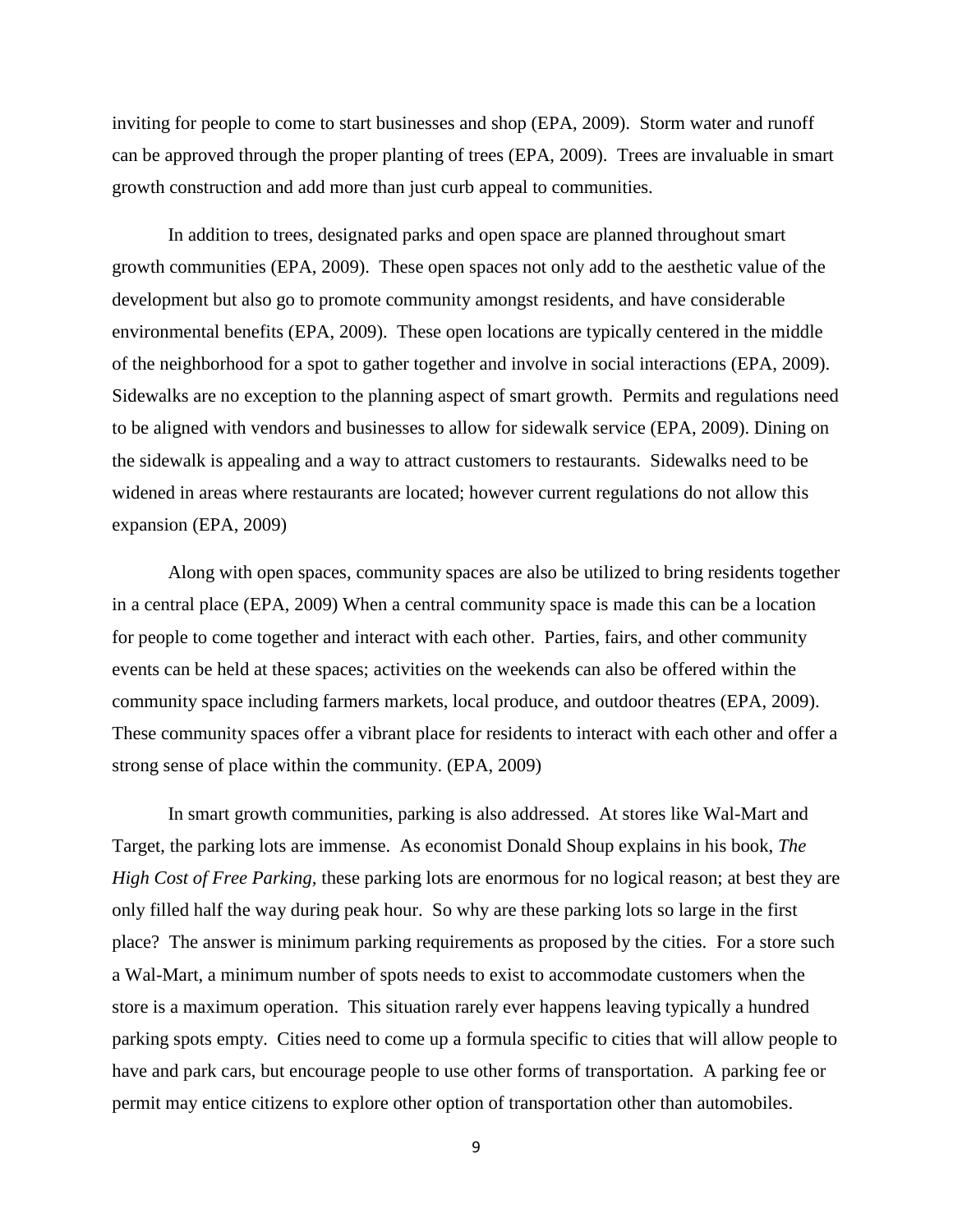inviting for people to come to start businesses and shop (EPA, 2009). Storm water and runoff can be approved through the proper planting of trees (EPA, 2009). Trees are invaluable in smart growth construction and add more than just curb appeal to communities.

In addition to trees, designated parks and open space are planned throughout smart growth communities (EPA, 2009). These open spaces not only add to the aesthetic value of the development but also go to promote community amongst residents, and have considerable environmental benefits (EPA, 2009). These open locations are typically centered in the middle of the neighborhood for a spot to gather together and involve in social interactions (EPA, 2009). Sidewalks are no exception to the planning aspect of smart growth. Permits and regulations need to be aligned with vendors and businesses to allow for sidewalk service (EPA, 2009). Dining on the sidewalk is appealing and a way to attract customers to restaurants. Sidewalks need to be widened in areas where restaurants are located; however current regulations do not allow this expansion (EPA, 2009)

Along with open spaces, community spaces are also be utilized to bring residents together in a central place (EPA, 2009) When a central community space is made this can be a location for people to come together and interact with each other. Parties, fairs, and other community events can be held at these spaces; activities on the weekends can also be offered within the community space including farmers markets, local produce, and outdoor theatres (EPA, 2009). These community spaces offer a vibrant place for residents to interact with each other and offer a strong sense of place within the community. (EPA, 2009)

In smart growth communities, parking is also addressed. At stores like Wal-Mart and Target, the parking lots are immense. As economist Donald Shoup explains in his book, *The High Cost of Free Parking,* these parking lots are enormous for no logical reason; at best they are only filled half the way during peak hour. So why are these parking lots so large in the first place? The answer is minimum parking requirements as proposed by the cities. For a store such a Wal-Mart, a minimum number of spots needs to exist to accommodate customers when the store is a maximum operation. This situation rarely ever happens leaving typically a hundred parking spots empty. Cities need to come up a formula specific to cities that will allow people to have and park cars, but encourage people to use other forms of transportation. A parking fee or permit may entice citizens to explore other option of transportation other than automobiles.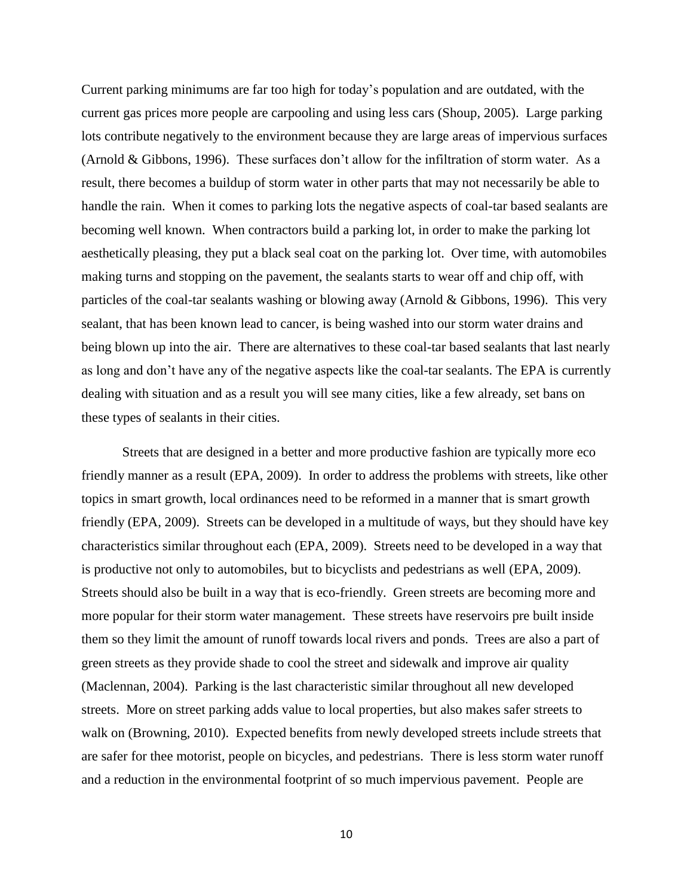Current parking minimums are far too high for today's population and are outdated, with the current gas prices more people are carpooling and using less cars (Shoup, 2005). Large parking lots contribute negatively to the environment because they are large areas of impervious surfaces (Arnold & Gibbons, 1996). These surfaces don't allow for the infiltration of storm water. As a result, there becomes a buildup of storm water in other parts that may not necessarily be able to handle the rain. When it comes to parking lots the negative aspects of coal-tar based sealants are becoming well known. When contractors build a parking lot, in order to make the parking lot aesthetically pleasing, they put a black seal coat on the parking lot. Over time, with automobiles making turns and stopping on the pavement, the sealants starts to wear off and chip off, with particles of the coal-tar sealants washing or blowing away (Arnold & Gibbons, 1996). This very sealant, that has been known lead to cancer, is being washed into our storm water drains and being blown up into the air. There are alternatives to these coal-tar based sealants that last nearly as long and don't have any of the negative aspects like the coal-tar sealants. The EPA is currently dealing with situation and as a result you will see many cities, like a few already, set bans on these types of sealants in their cities.

Streets that are designed in a better and more productive fashion are typically more eco friendly manner as a result (EPA, 2009). In order to address the problems with streets, like other topics in smart growth, local ordinances need to be reformed in a manner that is smart growth friendly (EPA, 2009). Streets can be developed in a multitude of ways, but they should have key characteristics similar throughout each (EPA, 2009). Streets need to be developed in a way that is productive not only to automobiles, but to bicyclists and pedestrians as well (EPA, 2009). Streets should also be built in a way that is eco-friendly. Green streets are becoming more and more popular for their storm water management. These streets have reservoirs pre built inside them so they limit the amount of runoff towards local rivers and ponds. Trees are also a part of green streets as they provide shade to cool the street and sidewalk and improve air quality (Maclennan, 2004). Parking is the last characteristic similar throughout all new developed streets. More on street parking adds value to local properties, but also makes safer streets to walk on (Browning, 2010). Expected benefits from newly developed streets include streets that are safer for thee motorist, people on bicycles, and pedestrians. There is less storm water runoff and a reduction in the environmental footprint of so much impervious pavement. People are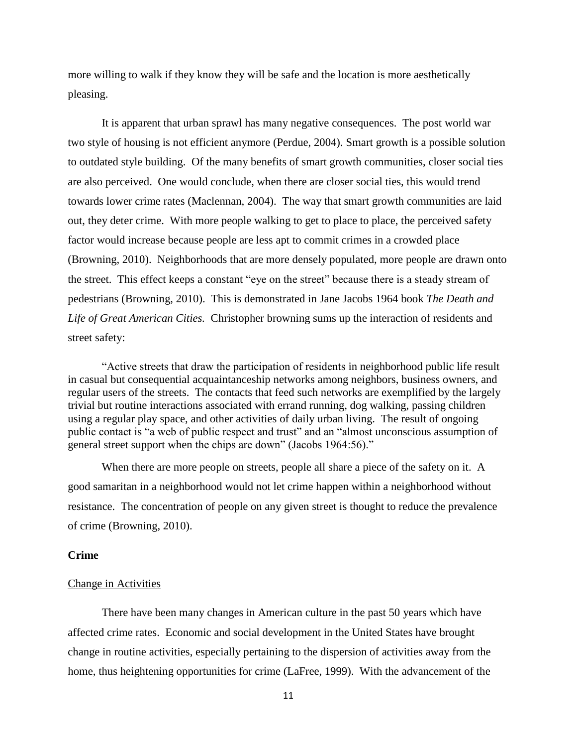more willing to walk if they know they will be safe and the location is more aesthetically pleasing.

It is apparent that urban sprawl has many negative consequences. The post world war two style of housing is not efficient anymore (Perdue, 2004). Smart growth is a possible solution to outdated style building. Of the many benefits of smart growth communities, closer social ties are also perceived. One would conclude, when there are closer social ties, this would trend towards lower crime rates (Maclennan, 2004). The way that smart growth communities are laid out, they deter crime. With more people walking to get to place to place, the perceived safety factor would increase because people are less apt to commit crimes in a crowded place (Browning, 2010). Neighborhoods that are more densely populated, more people are drawn onto the street. This effect keeps a constant "eye on the street" because there is a steady stream of pedestrians (Browning, 2010). This is demonstrated in Jane Jacobs 1964 book *The Death and Life of Great American Cities*. Christopher browning sums up the interaction of residents and street safety:

> "Active streets that draw the participation of residents in neighborhood public life result in casual but consequential acquaintanceship networks among neighbors, business owners, and regular users of the streets. The contacts that feed such networks are exemplified by the largely trivial but routine interactions associated with errand running, dog walking, passing children using a regular play space, and other activities of daily urban living. The result of ongoing public contact is "a web of public respect and trust" and an "almost unconscious assumption of general street support when the chips are down" (Jacobs 1964:56)."

When there are more people on streets, people all share a piece of the safety on it. A good samaritan in a neighborhood would not let crime happen within a neighborhood without resistance. The concentration of people on any given street is thought to reduce the prevalence of crime (Browning, 2010).

**Crime**

<u>Change in Activities</u>

There have been many changes in American culture in the past 50 years which have affected crime rates. Economic and social development in the United States have brought change in routine activities, especially pertaining to the dispersion of activities away from the home, thus heightening opportunities for crime (LaFree, 1999). With the advancement of the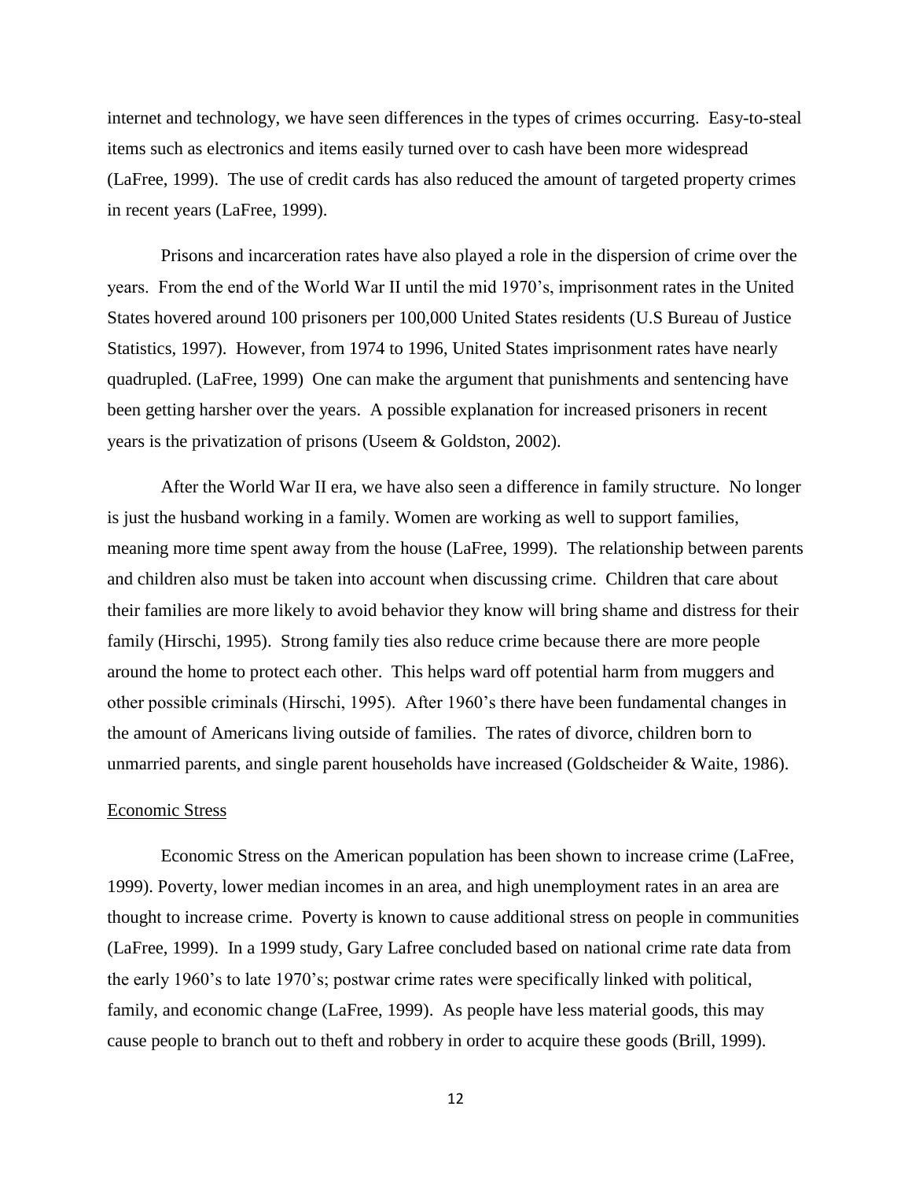internet and technology, we have seen differences in the types of crimes occurring. Easy-to-steal items such as electronics and items easily turned over to cash have been more widespread (LaFree, 1999). The use of credit cards has also reduced the amount of targeted property crimes in recent years (LaFree, 1999).

Prisons and incarceration rates have also played a role in the dispersion of crime over the years. From the end of the World War II until the mid 1970's, imprisonment rates in the United States hovered around 100 prisoners per 100,000 United States residents (U.S Bureau of Justice Statistics, 1997). However, from 1974 to 1996, United States imprisonment rates have nearly quadrupled. (LaFree, 1999) One can make the argument that punishments and sentencing have been getting harsher over the years. A possible explanation for increased prisoners in recent years is the privatization of prisons (Useem & Goldston, 2002).

After the World War II era, we have also seen a difference in family structure. No longer is just the husband working in a family. Women are working as well to support families, meaning more time spent away from the house (LaFree, 1999). The relationship between parents and children also must be taken into account when discussing crime. Children that care about their families are more likely to avoid behavior they know will bring shame and distress for their family (Hirschi, 1995). Strong family ties also reduce crime because there are more people around the home to protect each other. This helps ward off potential harm from muggers and other possible criminals (Hirschi, 1995). After 1960's there have been fundamental changes in the amount of Americans living outside of families. The rates of divorce, children born to unmarried parents, and single parent households have increased (Goldscheider & Waite, 1986).

<u>Economic Stress</u>

Economic Stress on the American population has been shown to increase crime (LaFree, 1999). Poverty, lower median incomes in an area, and high unemployment rates in an area are thought to increase crime. Poverty is known to cause additional stress on people in communities (LaFree, 1999). In a 1999 study, Gary Lafree concluded based on national crime rate data from the early 1960's to late 1970's; postwar crime rates were specifically linked with political, family, and economic change (LaFree, 1999). As people have less material goods, this may cause people to branch out to theft and robbery in order to acquire these goods (Brill, 1999).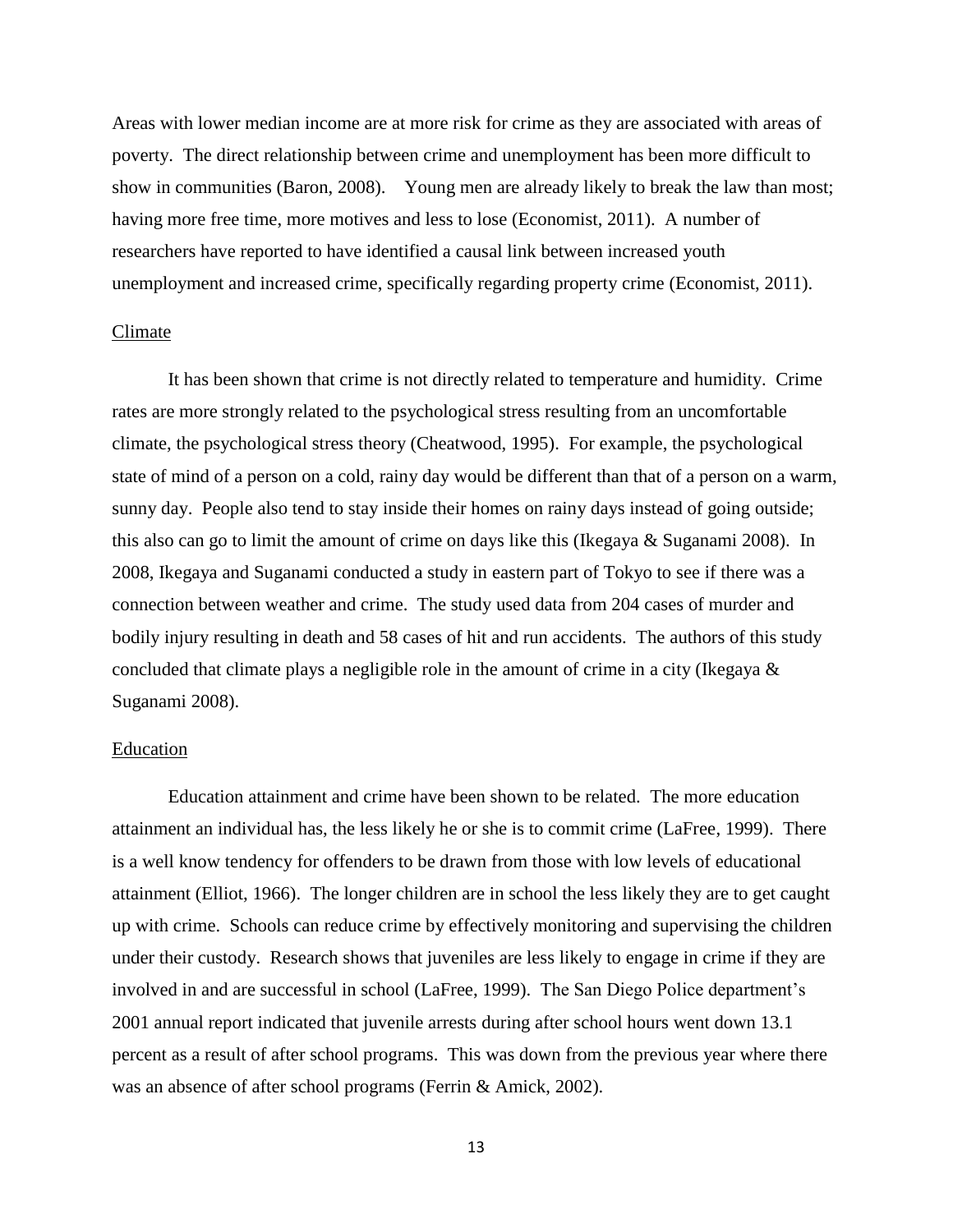Areas with lower median income are at more risk for crime as they are associated with areas of poverty. The direct relationship between crime and unemployment has been more difficult to show in communities (Baron, 2008). Young men are already likely to break the law than most; having more free time, more motives and less to lose (Economist, 2011). A number of researchers have reported to have identified a causal link between increased youth unemployment and increased crime, specifically regarding property crime (Economist, 2011).

### Climate

It has been shown that crime is not directly related to temperature and humidity. Crime rates are more strongly related to the psychological stress resulting from an uncomfortable climate, the psychological stress theory (Cheatwood, 1995). For example, the psychological state of mind of a person on a cold, rainy day would be different than that of a person on a warm, sunny day. People also tend to stay inside their homes on rainy days instead of going outside; this also can go to limit the amount of crime on days like this (Ikegaya & Suganami 2008). In 2008, Ikegaya and Suganami conducted a study in eastern part of Tokyo to see if there was a connection between weather and crime. The study used data from 204 cases of murder and bodily injury resulting in death and 58 cases of hit and run accidents. The authors of this study concluded that climate plays a negligible role in the amount of crime in a city (Ikegaya & Suganami 2008).

### Education

Education attainment and crime have been shown to be related. The more education attainment an individual has, the less likely he or she is to commit crime (LaFree, 1999). There is a well know tendency for offenders to be drawn from those with low levels of educational attainment (Elliot, 1966). The longer children are in school the less likely they are to get caught up with crime. Schools can reduce crime by effectively monitoring and supervising the children under their custody. Research shows that juveniles are less likely to engage in crime if they are involved in and are successful in school (LaFree, 1999). The San Diego Police department's 2001 annual report indicated that juvenile arrests during after school hours went down 13.1 percent as a result of after school programs. This was down from the previous year where there was an absence of after school programs (Ferrin & Amick, 2002).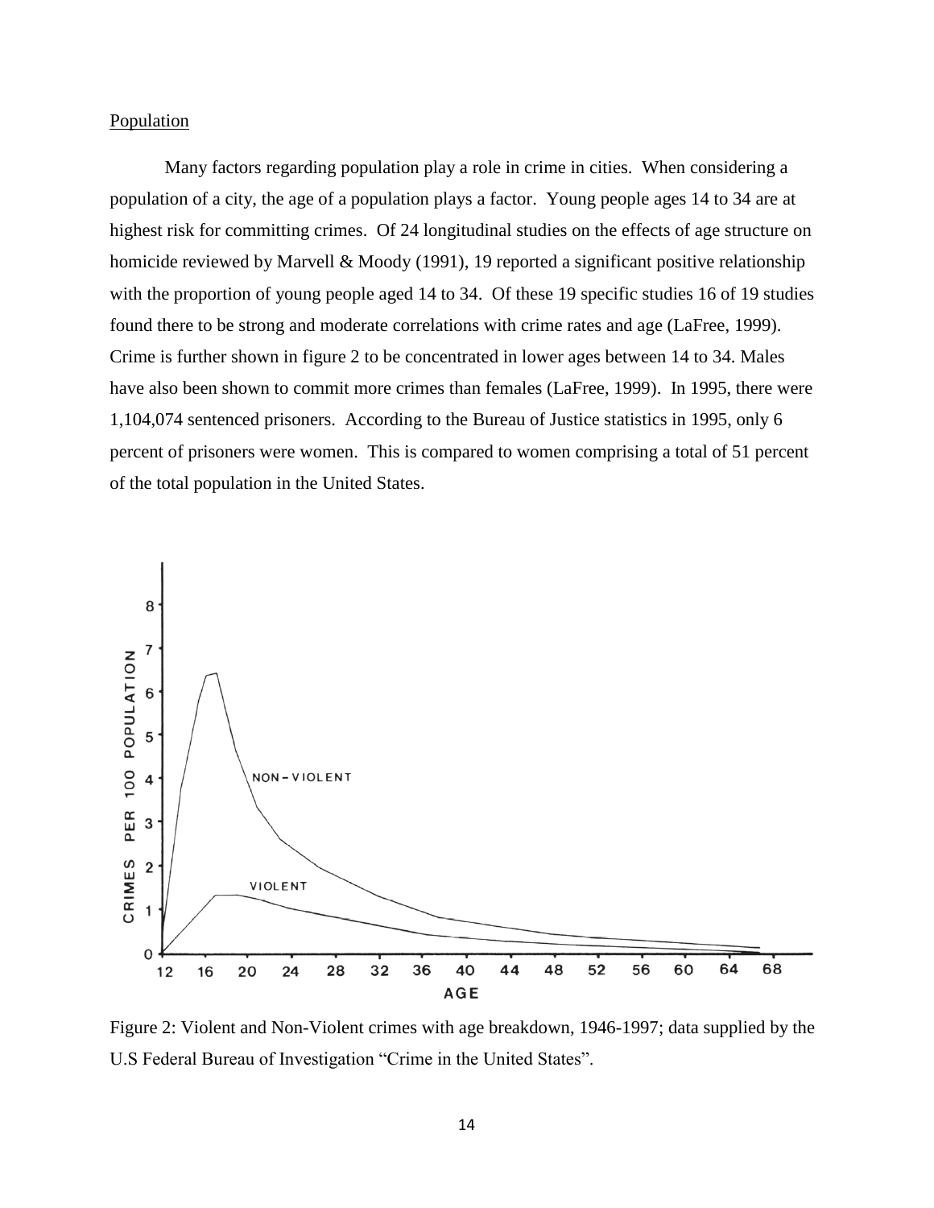Population

Many factors regarding population play a role in crime in cities. When considering a population of a city, the age of a population plays a factor. Young people ages 14 to 34 are at highest risk for committing crimes. Of 24 longitudinal studies on the effects of age structure on homicide reviewed by Marvell & Moody (1991), 19 reported a significant positive relationship with the proportion of young people aged 14 to 34. Of these 19 specific studies 16 of 19 studies found there to be strong and moderate correlations with crime rates and age (LaFree, 1999). Crime is further shown in figure 2 to be concentrated in lower ages between 14 to 34. Males have also been shown to commit more crimes than females (LaFree, 1999). In 1995, there were 1,104,074 sentenced prisoners. According to the Bureau of Justice statistics in 1995, only 6 percent of prisoners were women. This is compared to women comprising a total of 51 percent of the total population in the United States.

Figure 2: Violent and Non-Violent crimes with age breakdown, 1946-1997; data supplied by the U.S Federal Bureau of Investigation "Crime in the United States".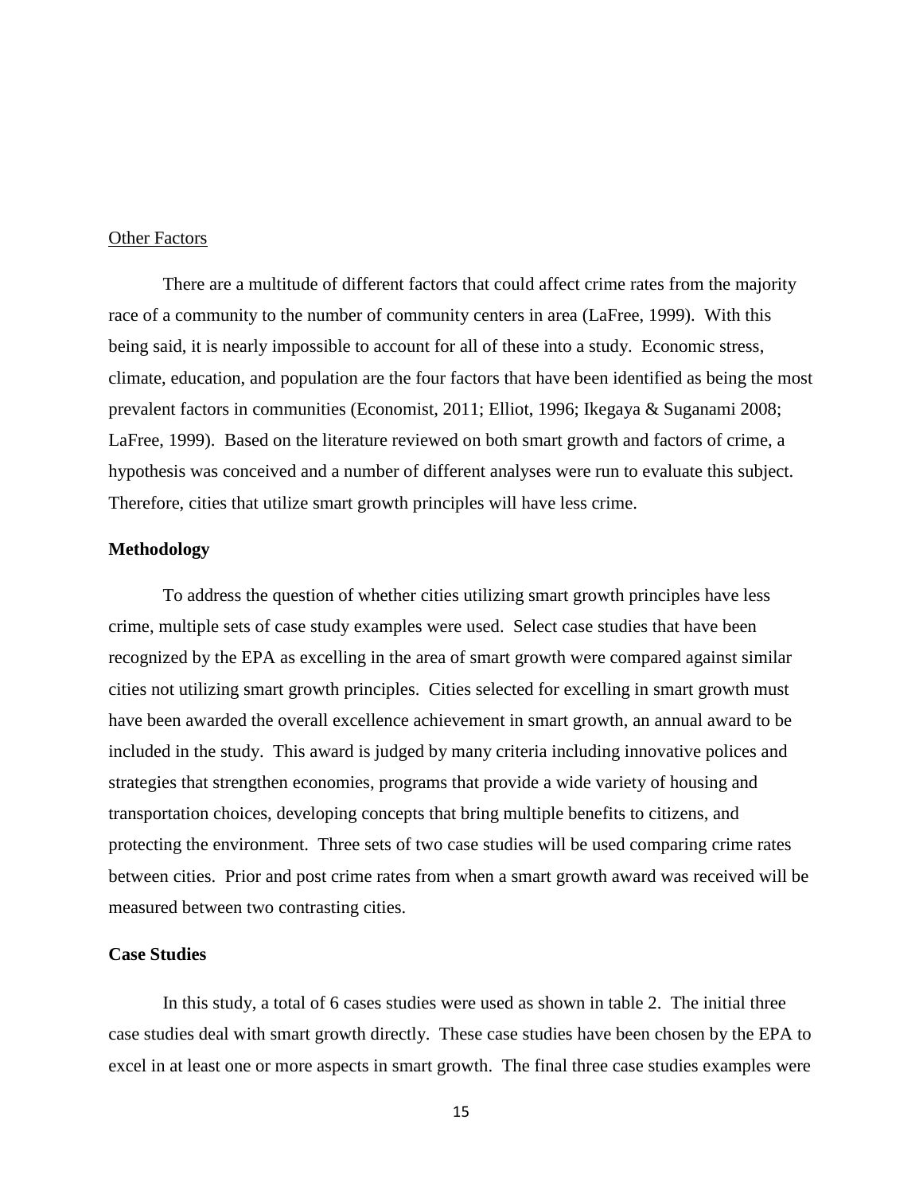Other Factors

There are a multitude of different factors that could affect crime rates from the majority race of a community to the number of community centers in area (LaFree, 1999). With this being said, it is nearly impossible to account for all of these into a study. Economic stress, climate, education, and population are the four factors that have been identified as being the most prevalent factors in communities (Economist, 2011; Elliot, 1996; Ikegaya & Suganami 2008; LaFree, 1999). Based on the literature reviewed on both smart growth and factors of crime, a hypothesis was conceived and a number of different analyses were run to evaluate this subject. Therefore, cities that utilize smart growth principles will have less crime.

**Methodology**

To address the question of whether cities utilizing smart growth principles have less crime, multiple sets of case study examples were used. Select case studies that have been recognized by the EPA as excelling in the area of smart growth were compared against similar cities not utilizing smart growth principles. Cities selected for excelling in smart growth must have been awarded the overall excellence achievement in smart growth, an annual award to be included in the study. This award is judged by many criteria including innovative polices and strategies that strengthen economies, programs that provide a wide variety of housing and transportation choices, developing concepts that bring multiple benefits to citizens, and protecting the environment. Three sets of two case studies will be used comparing crime rates between cities. Prior and post crime rates from when a smart growth award was received will be measured between two contrasting cities.

**Case Studies**

In this study, a total of 6 cases studies were used as shown in table 2. The initial three case studies deal with smart growth directly. These case studies have been chosen by the EPA to excel in at least one or more aspects in smart growth. The final three case studies examples were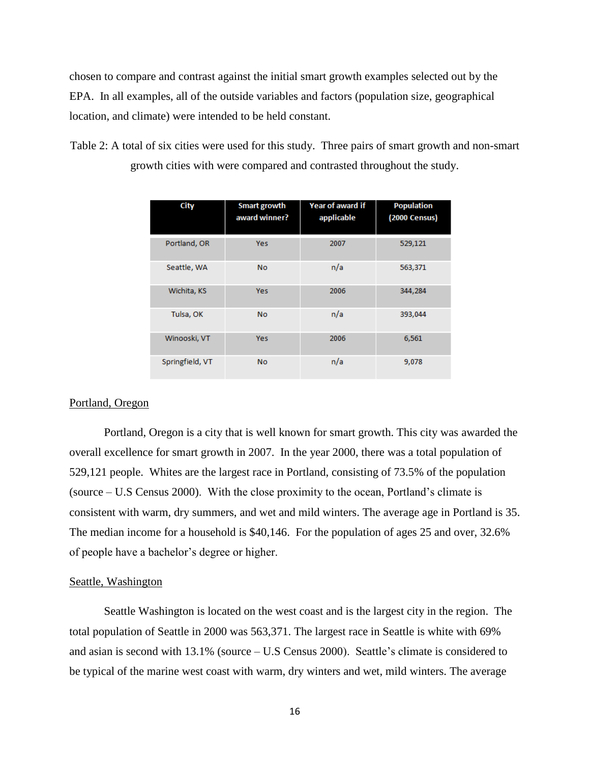chosen to compare and contrast against the initial smart growth examples selected out by the EPA. In all examples, all of the outside variables and factors (population size, geographical location, and climate) were intended to be held constant.

Table 2: A total of six cities were used for this study. Three pairs of smart growth and non-smart growth cities with were compared and contrasted throughout the study.

| City | Smart growth award winner? | Year of award if applicable | Population (2000 Census) |
|---|---|---|---|
| Portland, OR | Yes | 2007 | 529,121 |
| Seattle, WA | No | n/a | 563,371 |
| Wichita, KS | Yes | 2006 | 344,284 |
| Tulsa, OK | No | n/a | 393,044 |
| Winooski, VT | Yes | 2006 | 6,561 |
| Springfield, VT | No | n/a | 9,078 |

Portland, Oregon

Portland, Oregon is a city that is well known for smart growth. This city was awarded the overall excellence for smart growth in 2007. In the year 2000, there was a total population of 529,121 people. Whites are the largest race in Portland, consisting of 73.5% of the population (source – U.S Census 2000). With the close proximity to the ocean, Portland's climate is consistent with warm, dry summers, and wet and mild winters. The average age in Portland is 35. The median income for a household is $40,146. For the population of ages 25 and over, 32.6% of people have a bachelor's degree or higher.

Seattle, Washington

Seattle Washington is located on the west coast and is the largest city in the region. The total population of Seattle in 2000 was 563,371. The largest race in Seattle is white with 69% and asian is second with 13.1% (source – U.S Census 2000). Seattle's climate is considered to be typical of the marine west coast with warm, dry winters and wet, mild winters. The average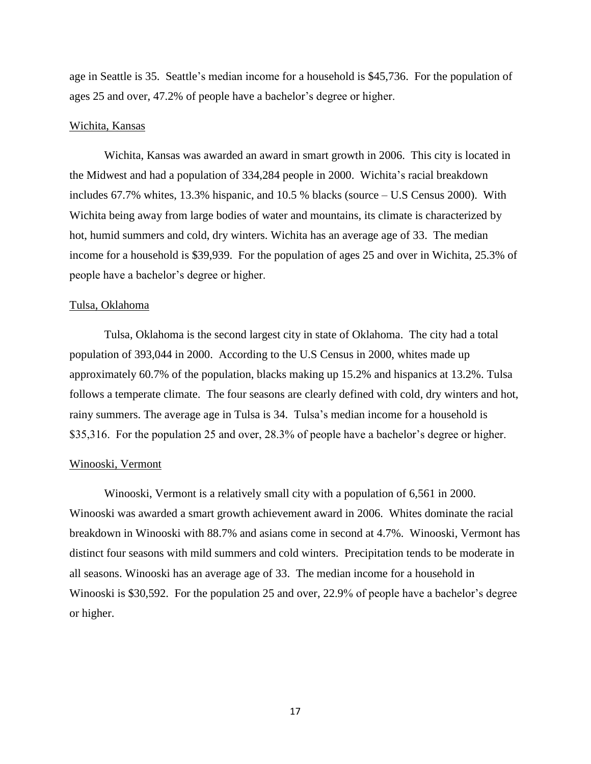age in Seattle is 35. Seattle's median income for a household is $45,736. For the population of ages 25 and over, 47.2% of people have a bachelor's degree or higher.

Wichita, Kansas

Wichita, Kansas was awarded an award in smart growth in 2006. This city is located in the Midwest and had a population of 334,284 people in 2000. Wichita's racial breakdown includes 67.7% whites, 13.3% hispanic, and 10.5 % blacks (source – U.S Census 2000). With Wichita being away from large bodies of water and mountains, its climate is characterized by hot, humid summers and cold, dry winters. Wichita has an average age of 33. The median income for a household is $39,939. For the population of ages 25 and over in Wichita, 25.3% of people have a bachelor's degree or higher.

Tulsa, Oklahoma

Tulsa, Oklahoma is the second largest city in state of Oklahoma. The city had a total population of 393,044 in 2000. According to the U.S Census in 2000, whites made up approximately 60.7% of the population, blacks making up 15.2% and hispanics at 13.2%. Tulsa follows a temperate climate. The four seasons are clearly defined with cold, dry winters and hot, rainy summers. The average age in Tulsa is 34. Tulsa's median income for a household is $35,316. For the population 25 and over, 28.3% of people have a bachelor's degree or higher.

Winooski, Vermont

Winooski, Vermont is a relatively small city with a population of 6,561 in 2000. Winooski was awarded a smart growth achievement award in 2006. Whites dominate the racial breakdown in Winooski with 88.7% and asians come in second at 4.7%. Winooski, Vermont has distinct four seasons with mild summers and cold winters. Precipitation tends to be moderate in all seasons. Winooski has an average age of 33. The median income for a household in Winooski is $30,592. For the population 25 and over, 22.9% of people have a bachelor's degree or higher.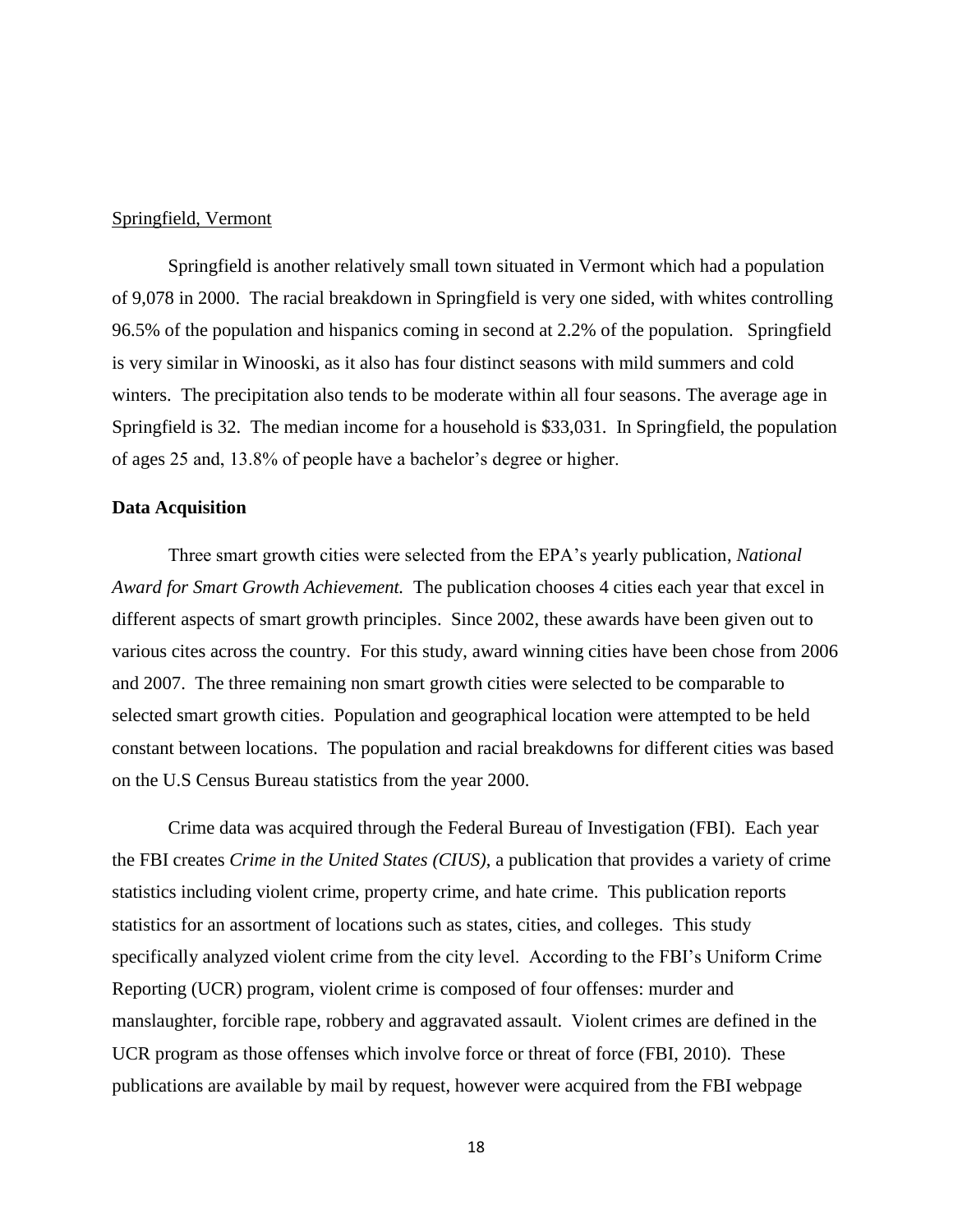Springfield, Vermont

Springfield is another relatively small town situated in Vermont which had a population of 9,078 in 2000. The racial breakdown in Springfield is very one sided, with whites controlling 96.5% of the population and hispanics coming in second at 2.2% of the population. Springfield is very similar in Winooski, as it also has four distinct seasons with mild summers and cold winters. The precipitation also tends to be moderate within all four seasons. The average age in Springfield is 32. The median income for a household is $33,031. In Springfield, the population of ages 25 and, 13.8% of people have a bachelor's degree or higher.

**Data Acquisition**

Three smart growth cities were selected from the EPA's yearly publication, *National Award for Smart Growth Achievement.* The publication chooses 4 cities each year that excel in different aspects of smart growth principles. Since 2002, these awards have been given out to various cites across the country. For this study, award winning cities have been chose from 2006 and 2007. The three remaining non smart growth cities were selected to be comparable to selected smart growth cities. Population and geographical location were attempted to be held constant between locations. The population and racial breakdowns for different cities was based on the U.S Census Bureau statistics from the year 2000.

Crime data was acquired through the Federal Bureau of Investigation (FBI). Each year the FBI creates *Crime in the United States (CIUS)*, a publication that provides a variety of crime statistics including violent crime, property crime, and hate crime. This publication reports statistics for an assortment of locations such as states, cities, and colleges. This study specifically analyzed violent crime from the city level. According to the FBI's Uniform Crime Reporting (UCR) program, violent crime is composed of four offenses: murder and manslaughter, forcible rape, robbery and aggravated assault. Violent crimes are defined in the UCR program as those offenses which involve force or threat of force (FBI, 2010). These publications are available by mail by request, however were acquired from the FBI webpage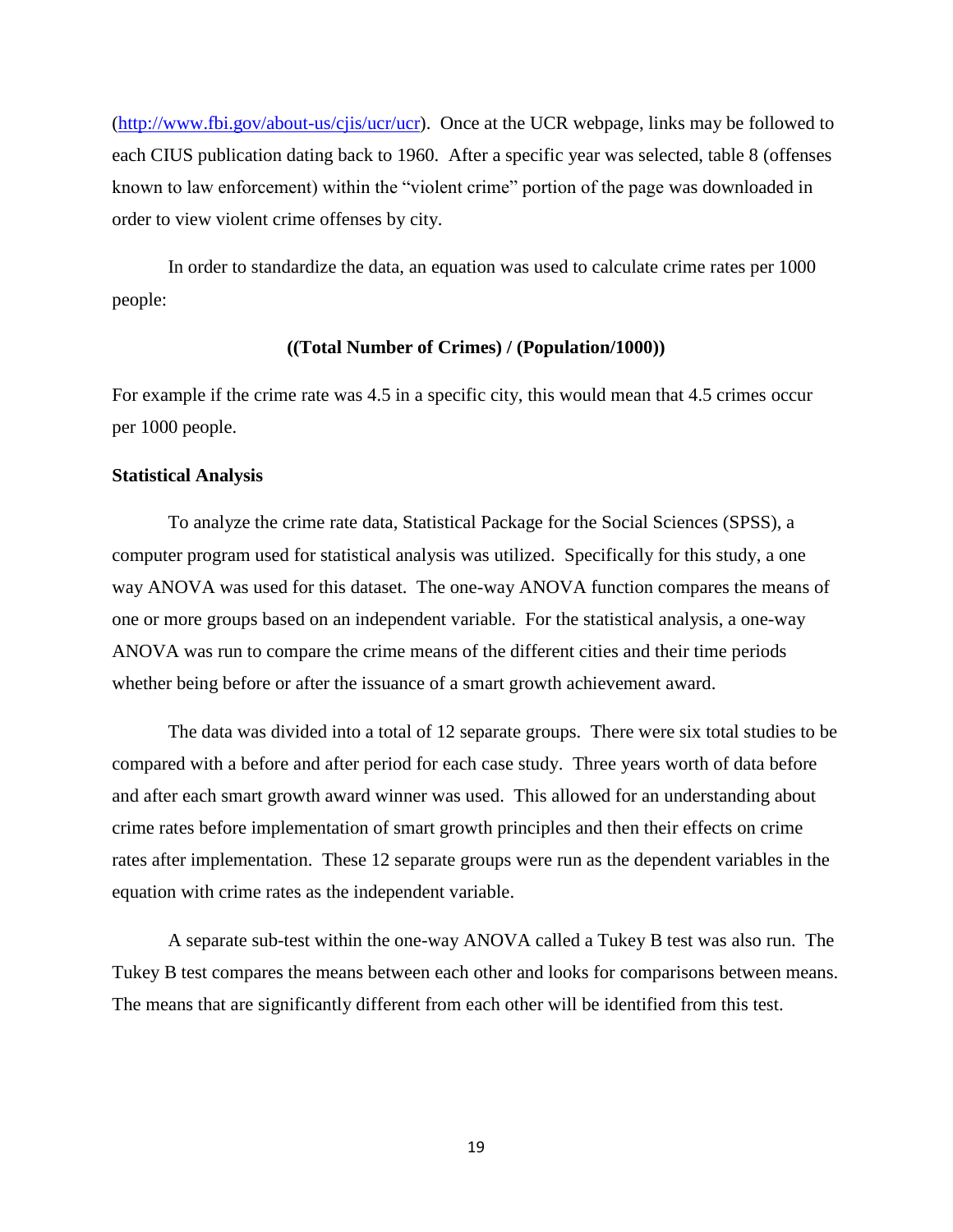(http://www.fbi.gov/about-us/cjis/ucr/ucr). Once at the UCR webpage, links may be followed to each CIUS publication dating back to 1960. After a specific year was selected, table 8 (offenses known to law enforcement) within the "violent crime" portion of the page was downloaded in order to view violent crime offenses by city.

In order to standardize the data, an equation was used to calculate crime rates per 1000 people:

**((Total Number of Crimes) / (Population/1000))**

For example if the crime rate was 4.5 in a specific city, this would mean that 4.5 crimes occur per 1000 people.

**Statistical Analysis**

To analyze the crime rate data, Statistical Package for the Social Sciences (SPSS), a computer program used for statistical analysis was utilized. Specifically for this study, a one way ANOVA was used for this dataset. The one-way ANOVA function compares the means of one or more groups based on an independent variable. For the statistical analysis, a one-way ANOVA was run to compare the crime means of the different cities and their time periods whether being before or after the issuance of a smart growth achievement award.

The data was divided into a total of 12 separate groups. There were six total studies to be compared with a before and after period for each case study. Three years worth of data before and after each smart growth award winner was used. This allowed for an understanding about crime rates before implementation of smart growth principles and then their effects on crime rates after implementation. These 12 separate groups were run as the dependent variables in the equation with crime rates as the independent variable.

A separate sub-test within the one-way ANOVA called a Tukey B test was also run. The Tukey B test compares the means between each other and looks for comparisons between means. The means that are significantly different from each other will be identified from this test.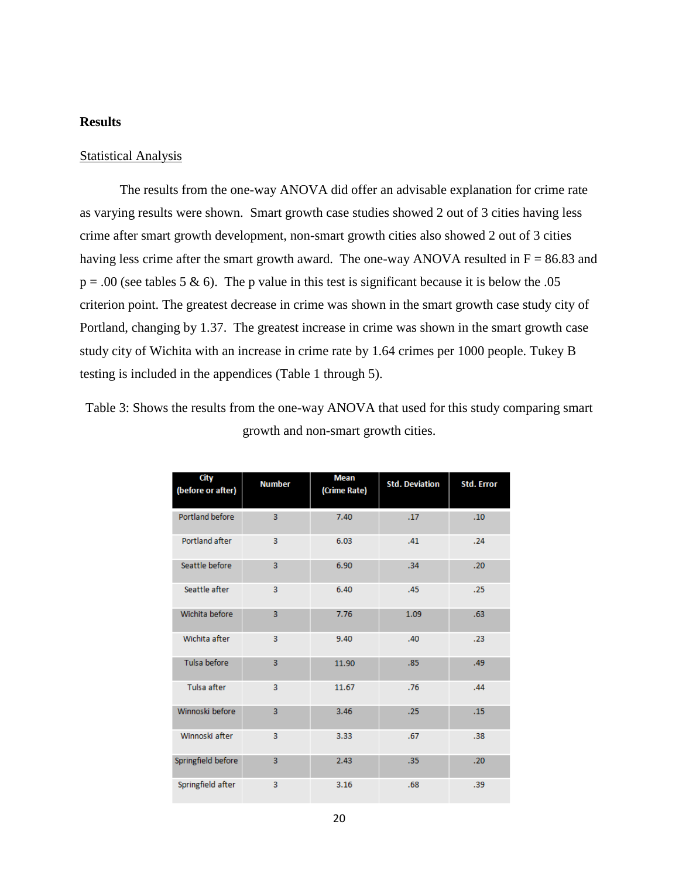## Results

Statistical Analysis

The results from the one-way ANOVA did offer an advisable explanation for crime rate as varying results were shown. Smart growth case studies showed 2 out of 3 cities having less crime after smart growth development, non-smart growth cities also showed 2 out of 3 cities having less crime after the smart growth award. The one-way ANOVA resulted in $F = 86.83$ and $p = .00$ (see tables 5 & 6). The p value in this test is significant because it is below the .05 criterion point. The greatest decrease in crime was shown in the smart growth case study city of Portland, changing by 1.37. The greatest increase in crime was shown in the smart growth case study city of Wichita with an increase in crime rate by 1.64 crimes per 1000 people. Tukey B testing is included in the appendices (Table 1 through 5).

Table 3: Shows the results from the one-way ANOVA that used for this study comparing smart growth and non-smart growth cities.

| City (before or after) | Number | Mean (Crime Rate) | Std. Deviation | Std. Error |
|---|---|---|---|---|
| Portland before | 3 | 7.40 | .17 | .10 |
| Portland after | 3 | 6.03 | .41 | .24 |
| Seattle before | 3 | 6.90 | .34 | .20 |
| Seattle after | 3 | 6.40 | .45 | .25 |
| Wichita before | 3 | 7.76 | 1.09 | .63 |
| Wichita after | 3 | 9.40 | .40 | .23 |
| Tulsa before | 3 | 11.90 | .85 | .49 |
| Tulsa after | 3 | 11.67 | .76 | .44 |
| Winnoski before | 3 | 3.46 | .25 | .15 |
| Winnoski after | 3 | 3.33 | .67 | .38 |
| Springfield before | 3 | 2.43 | .35 | .20 |
| Springfield after | 3 | 3.16 | .68 | .39 |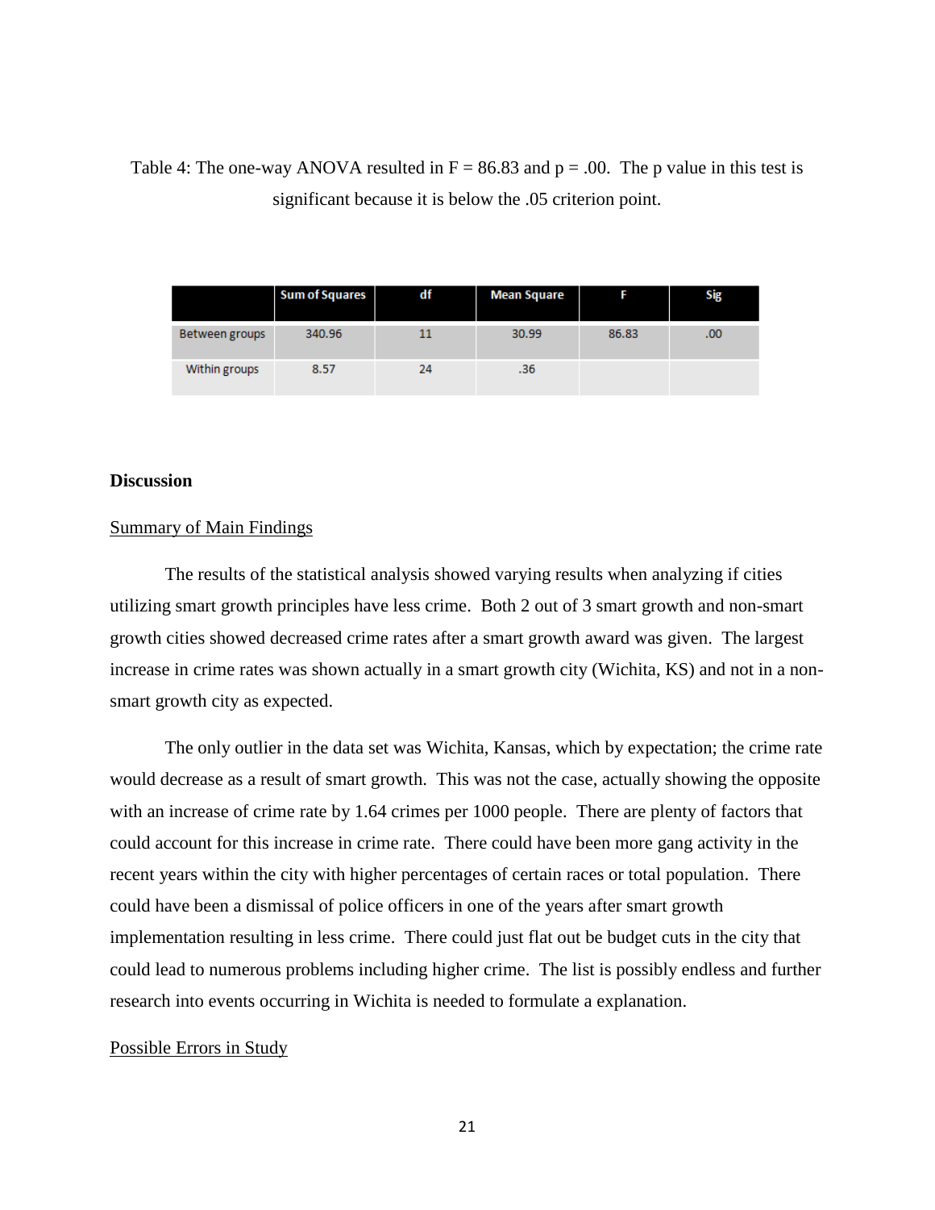Table 4: The one-way ANOVA resulted in $F = 86.83$ and $p = .00$. The p value in this test is significant because it is below the .05 criterion point.

| | Sum of Squares | df | Mean Square | F | Sig |
|---|---|---|---|---|---|
| Between groups | 340.96 | 11 | 30.99 | 86.83 | .00 |
| Within groups | 8.57 | 24 | .36 | | |

**Discussion**

Summary of Main Findings

The results of the statistical analysis showed varying results when analyzing if cities utilizing smart growth principles have less crime. Both 2 out of 3 smart growth and non-smart growth cities showed decreased crime rates after a smart growth award was given. The largest increase in crime rates was shown actually in a smart growth city (Wichita, KS) and not in a non-smart growth city as expected.

The only outlier in the data set was Wichita, Kansas, which by expectation; the crime rate would decrease as a result of smart growth. This was not the case, actually showing the opposite with an increase of crime rate by 1.64 crimes per 1000 people. There are plenty of factors that could account for this increase in crime rate. There could have been more gang activity in the recent years within the city with higher percentages of certain races or total population. There could have been a dismissal of police officers in one of the years after smart growth implementation resulting in less crime. There could just flat out be budget cuts in the city that could lead to numerous problems including higher crime. The list is possibly endless and further research into events occurring in Wichita is needed to formulate a explanation.

Possible Errors in Study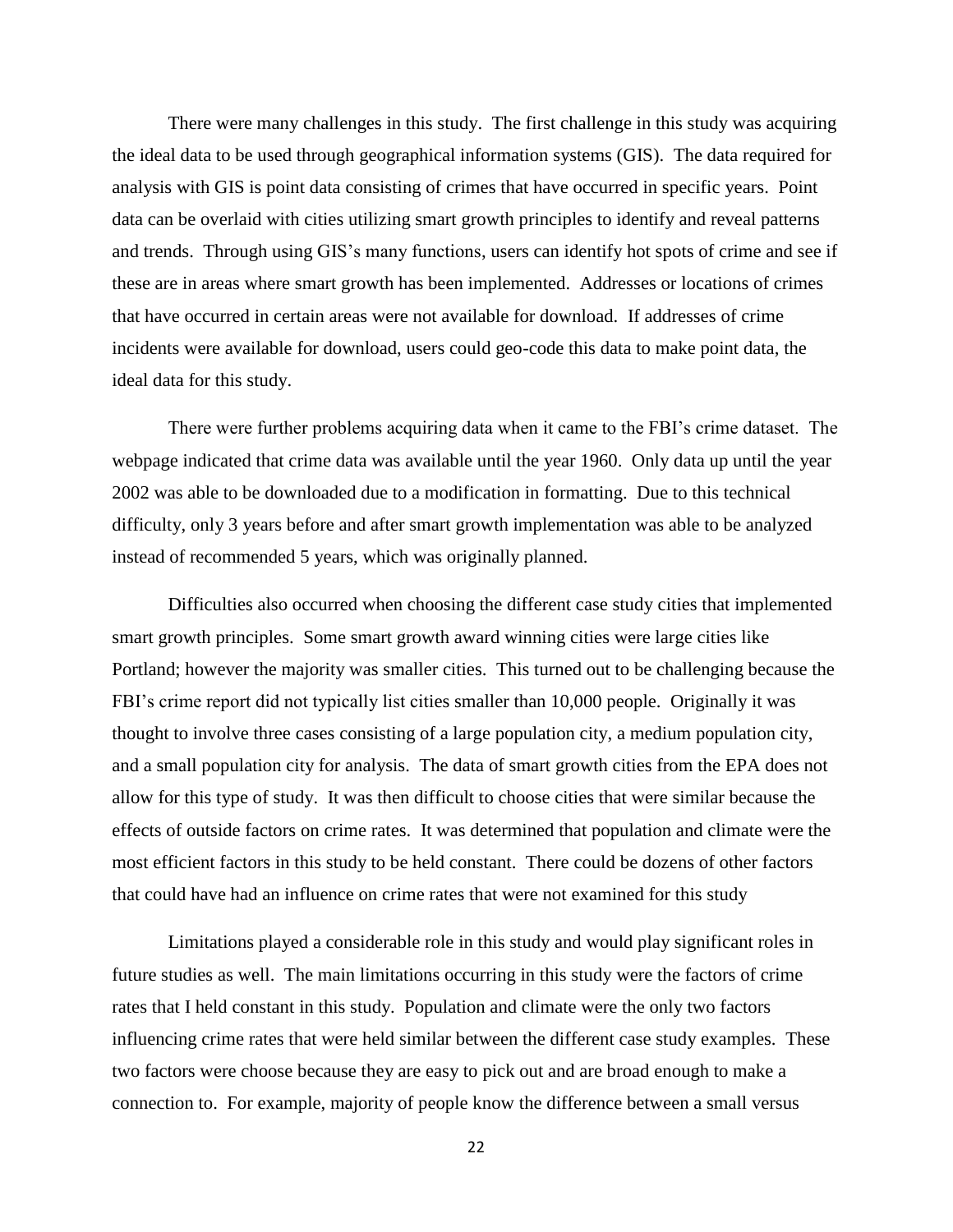There were many challenges in this study. The first challenge in this study was acquiring the ideal data to be used through geographical information systems (GIS). The data required for analysis with GIS is point data consisting of crimes that have occurred in specific years. Point data can be overlaid with cities utilizing smart growth principles to identify and reveal patterns and trends. Through using GIS's many functions, users can identify hot spots of crime and see if these are in areas where smart growth has been implemented. Addresses or locations of crimes that have occurred in certain areas were not available for download. If addresses of crime incidents were available for download, users could geo-code this data to make point data, the ideal data for this study.

There were further problems acquiring data when it came to the FBI's crime dataset. The webpage indicated that crime data was available until the year 1960. Only data up until the year 2002 was able to be downloaded due to a modification in formatting. Due to this technical difficulty, only 3 years before and after smart growth implementation was able to be analyzed instead of recommended 5 years, which was originally planned.

Difficulties also occurred when choosing the different case study cities that implemented smart growth principles. Some smart growth award winning cities were large cities like Portland; however the majority was smaller cities. This turned out to be challenging because the FBI's crime report did not typically list cities smaller than 10,000 people. Originally it was thought to involve three cases consisting of a large population city, a medium population city, and a small population city for analysis. The data of smart growth cities from the EPA does not allow for this type of study. It was then difficult to choose cities that were similar because the effects of outside factors on crime rates. It was determined that population and climate were the most efficient factors in this study to be held constant. There could be dozens of other factors that could have had an influence on crime rates that were not examined for this study

Limitations played a considerable role in this study and would play significant roles in future studies as well. The main limitations occurring in this study were the factors of crime rates that I held constant in this study. Population and climate were the only two factors influencing crime rates that were held similar between the different case study examples. These two factors were choose because they are easy to pick out and are broad enough to make a connection to. For example, majority of people know the difference between a small versus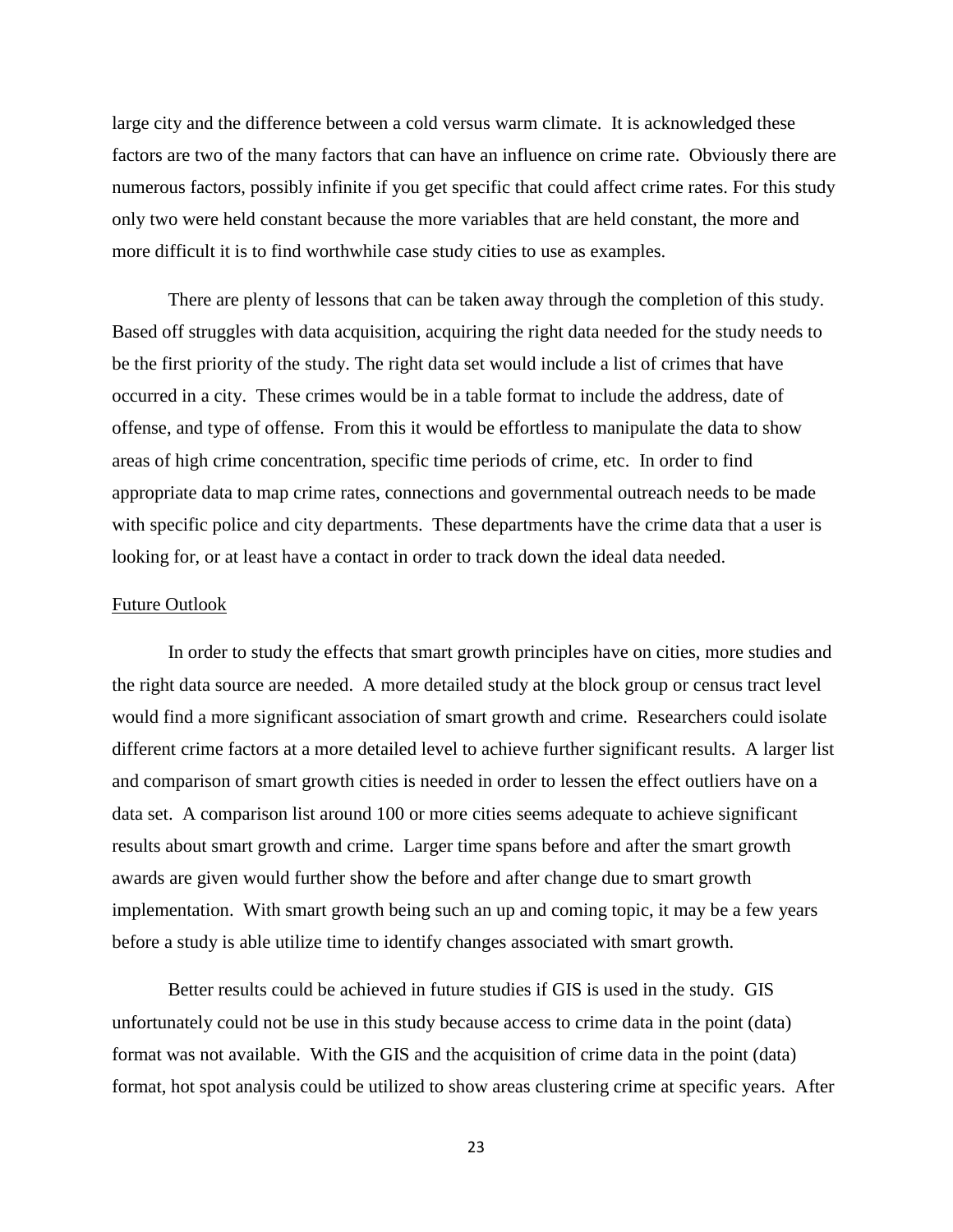large city and the difference between a cold versus warm climate. It is acknowledged these factors are two of the many factors that can have an influence on crime rate. Obviously there are numerous factors, possibly infinite if you get specific that could affect crime rates. For this study only two were held constant because the more variables that are held constant, the more and more difficult it is to find worthwhile case study cities to use as examples.

There are plenty of lessons that can be taken away through the completion of this study. Based off struggles with data acquisition, acquiring the right data needed for the study needs to be the first priority of the study. The right data set would include a list of crimes that have occurred in a city. These crimes would be in a table format to include the address, date of offense, and type of offense. From this it would be effortless to manipulate the data to show areas of high crime concentration, specific time periods of crime, etc. In order to find appropriate data to map crime rates, connections and governmental outreach needs to be made with specific police and city departments. These departments have the crime data that a user is looking for, or at least have a contact in order to track down the ideal data needed.

<u>Future Outlook</u>

In order to study the effects that smart growth principles have on cities, more studies and the right data source are needed. A more detailed study at the block group or census tract level would find a more significant association of smart growth and crime. Researchers could isolate different crime factors at a more detailed level to achieve further significant results. A larger list and comparison of smart growth cities is needed in order to lessen the effect outliers have on a data set. A comparison list around 100 or more cities seems adequate to achieve significant results about smart growth and crime. Larger time spans before and after the smart growth awards are given would further show the before and after change due to smart growth implementation. With smart growth being such an up and coming topic, it may be a few years before a study is able utilize time to identify changes associated with smart growth.

Better results could be achieved in future studies if GIS is used in the study. GIS unfortunately could not be use in this study because access to crime data in the point (data) format was not available. With the GIS and the acquisition of crime data in the point (data) format, hot spot analysis could be utilized to show areas clustering crime at specific years. After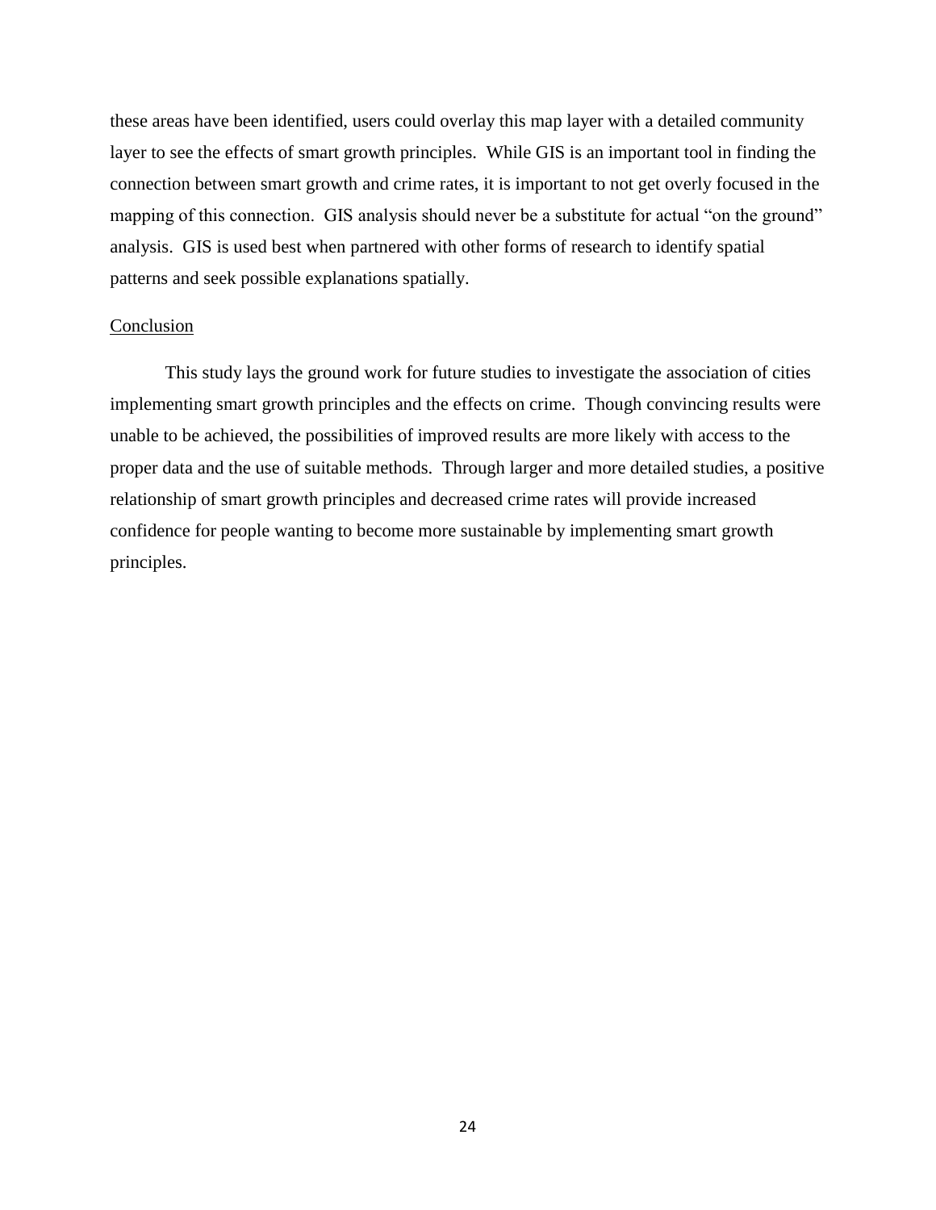these areas have been identified, users could overlay this map layer with a detailed community layer to see the effects of smart growth principles. While GIS is an important tool in finding the connection between smart growth and crime rates, it is important to not get overly focused in the mapping of this connection. GIS analysis should never be a substitute for actual "on the ground" analysis. GIS is used best when partnered with other forms of research to identify spatial patterns and seek possible explanations spatially.

## Conclusion

This study lays the ground work for future studies to investigate the association of cities implementing smart growth principles and the effects on crime. Though convincing results were unable to be achieved, the possibilities of improved results are more likely with access to the proper data and the use of suitable methods. Through larger and more detailed studies, a positive relationship of smart growth principles and decreased crime rates will provide increased confidence for people wanting to become more sustainable by implementing smart growth principles.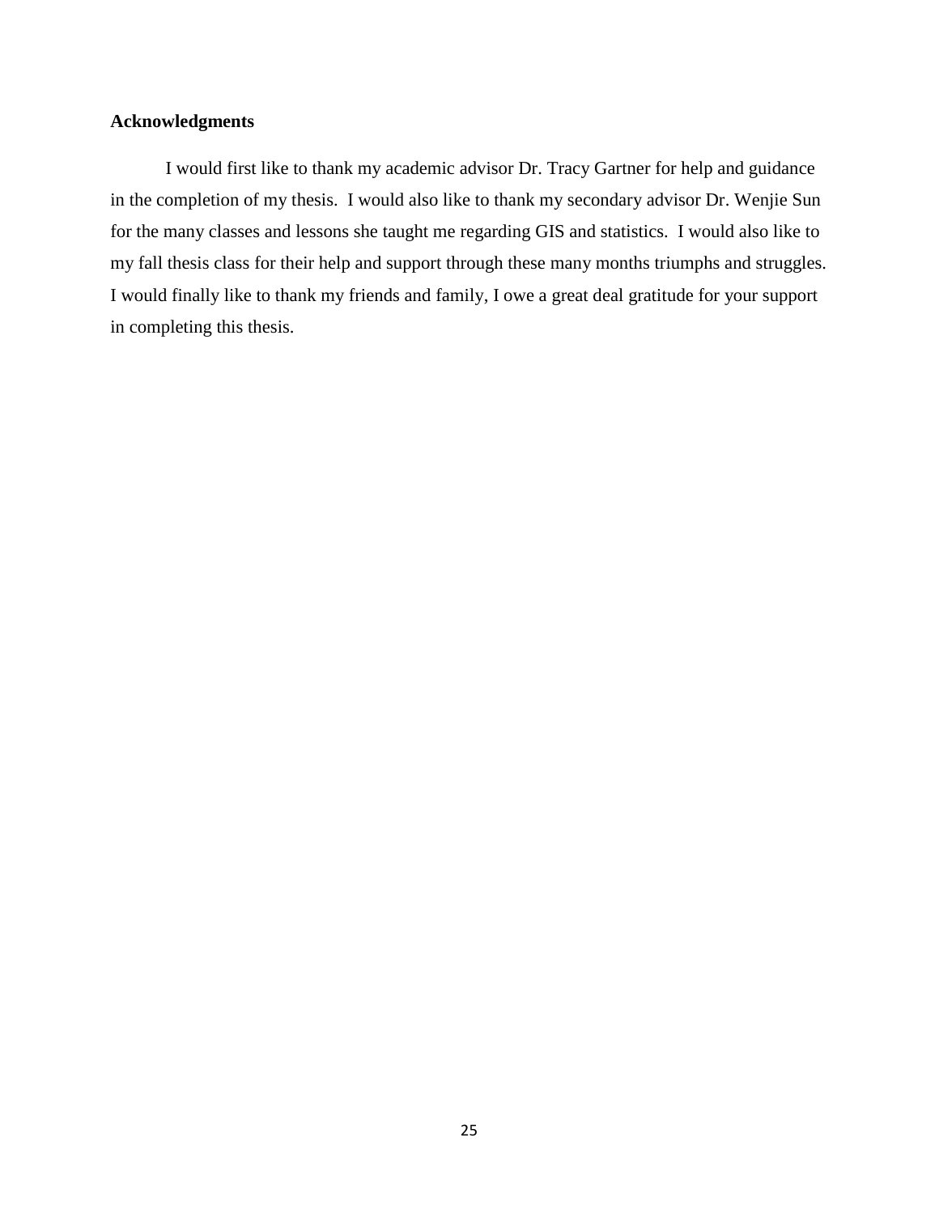## Acknowledgments

I would first like to thank my academic advisor Dr. Tracy Gartner for help and guidance in the completion of my thesis.  I would also like to thank my secondary advisor Dr. Wenjie Sun for the many classes and lessons she taught me regarding GIS and statistics.  I would also like to my fall thesis class for their help and support through these many months triumphs and struggles. I would finally like to thank my friends and family, I owe a great deal gratitude for your support in completing this thesis.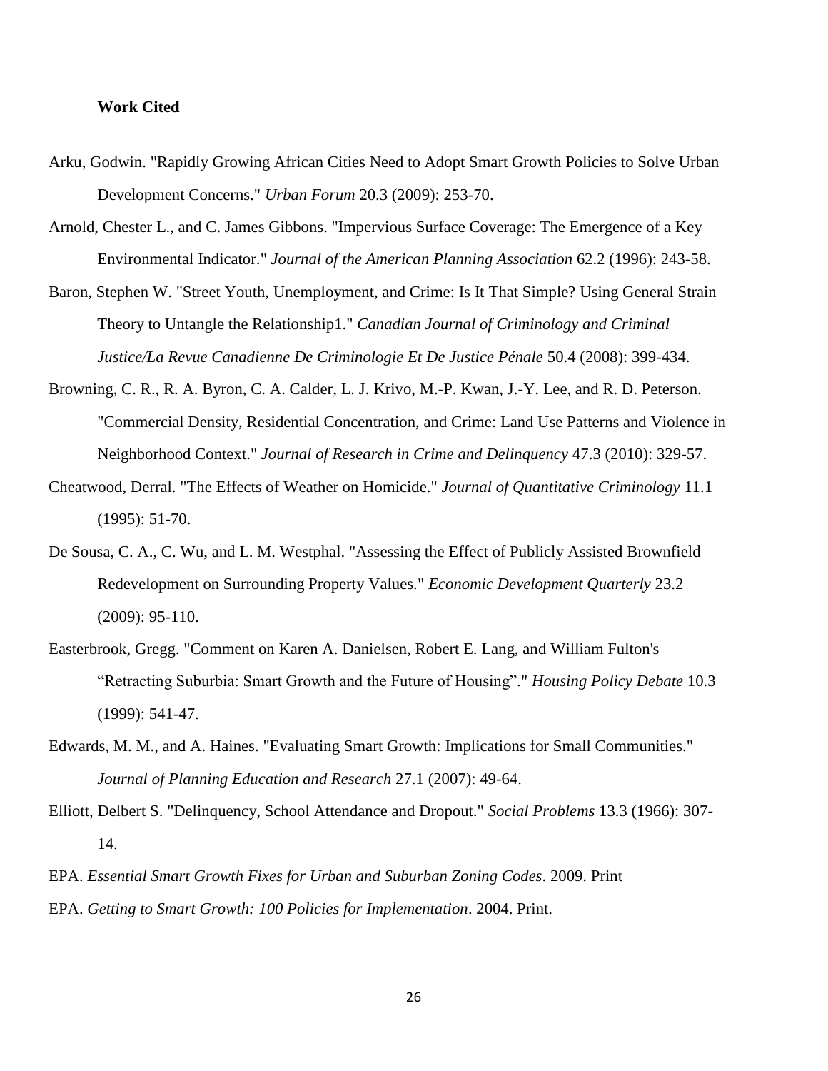**Work Cited**

Arku, Godwin. "Rapidly Growing African Cities Need to Adopt Smart Growth Policies to Solve Urban Development Concerns." *Urban Forum* 20.3 (2009): 253-70.

Arnold, Chester L., and C. James Gibbons. "Impervious Surface Coverage: The Emergence of a Key Environmental Indicator." *Journal of the American Planning Association* 62.2 (1996): 243-58.

Baron, Stephen W. "Street Youth, Unemployment, and Crime: Is It That Simple? Using General Strain Theory to Untangle the Relationship1." *Canadian Journal of Criminology and Criminal Justice/La Revue Canadienne De Criminologie Et De Justice Pénale* 50.4 (2008): 399-434.

Browning, C. R., R. A. Byron, C. A. Calder, L. J. Krivo, M.-P. Kwan, J.-Y. Lee, and R. D. Peterson. "Commercial Density, Residential Concentration, and Crime: Land Use Patterns and Violence in Neighborhood Context." *Journal of Research in Crime and Delinquency* 47.3 (2010): 329-57.

Cheatwood, Derral. "The Effects of Weather on Homicide." *Journal of Quantitative Criminology* 11.1 (1995): 51-70.

De Sousa, C. A., C. Wu, and L. M. Westphal. "Assessing the Effect of Publicly Assisted Brownfield Redevelopment on Surrounding Property Values." *Economic Development Quarterly* 23.2 (2009): 95-110.

Easterbrook, Gregg. "Comment on Karen A. Danielsen, Robert E. Lang, and William Fulton's "Retracting Suburbia: Smart Growth and the Future of Housing"." *Housing Policy Debate* 10.3 (1999): 541-47.

Edwards, M. M., and A. Haines. "Evaluating Smart Growth: Implications for Small Communities." *Journal of Planning Education and Research* 27.1 (2007): 49-64.

Elliott, Delbert S. "Delinquency, School Attendance and Dropout." *Social Problems* 13.3 (1966): 307-14.

EPA. *Essential Smart Growth Fixes for Urban and Suburban Zoning Codes*. 2009. Print

EPA. *Getting to Smart Growth: 100 Policies for Implementation*. 2004. Print.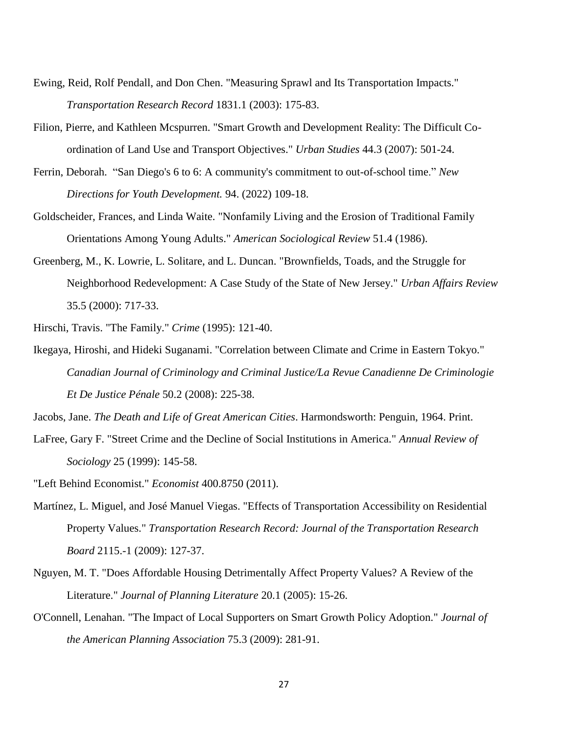Ewing, Reid, Rolf Pendall, and Don Chen. "Measuring Sprawl and Its Transportation Impacts." *Transportation Research Record* 1831.1 (2003): 175-83.

Filion, Pierre, and Kathleen Mcspurren. "Smart Growth and Development Reality: The Difficult Co-ordination of Land Use and Transport Objectives." *Urban Studies* 44.3 (2007): 501-24.

Ferrin, Deborah. "San Diego's 6 to 6: A community's commitment to out-of-school time." *New Directions for Youth Development.* 94. (2022) 109-18.

Goldscheider, Frances, and Linda Waite. "Nonfamily Living and the Erosion of Traditional Family Orientations Among Young Adults." *American Sociological Review* 51.4 (1986).

Greenberg, M., K. Lowrie, L. Solitare, and L. Duncan. "Brownfields, Toads, and the Struggle for Neighborhood Redevelopment: A Case Study of the State of New Jersey." *Urban Affairs Review* 35.5 (2000): 717-33.

Hirschi, Travis. "The Family." *Crime* (1995): 121-40.

Ikegaya, Hiroshi, and Hideki Suganami. "Correlation between Climate and Crime in Eastern Tokyo." *Canadian Journal of Criminology and Criminal Justice/La Revue Canadienne De Criminologie Et De Justice Pénale* 50.2 (2008): 225-38.

Jacobs, Jane. *The Death and Life of Great American Cities*. Harmondsworth: Penguin, 1964. Print.

LaFree, Gary F. "Street Crime and the Decline of Social Institutions in America." *Annual Review of Sociology* 25 (1999): 145-58.

"Left Behind Economist." *Economist* 400.8750 (2011).

Martínez, L. Miguel, and José Manuel Viegas. "Effects of Transportation Accessibility on Residential Property Values." *Transportation Research Record: Journal of the Transportation Research Board* 2115.-1 (2009): 127-37.

Nguyen, M. T. "Does Affordable Housing Detrimentally Affect Property Values? A Review of the Literature." *Journal of Planning Literature* 20.1 (2005): 15-26.

O'Connell, Lenahan. "The Impact of Local Supporters on Smart Growth Policy Adoption." *Journal of the American Planning Association* 75.3 (2009): 281-91.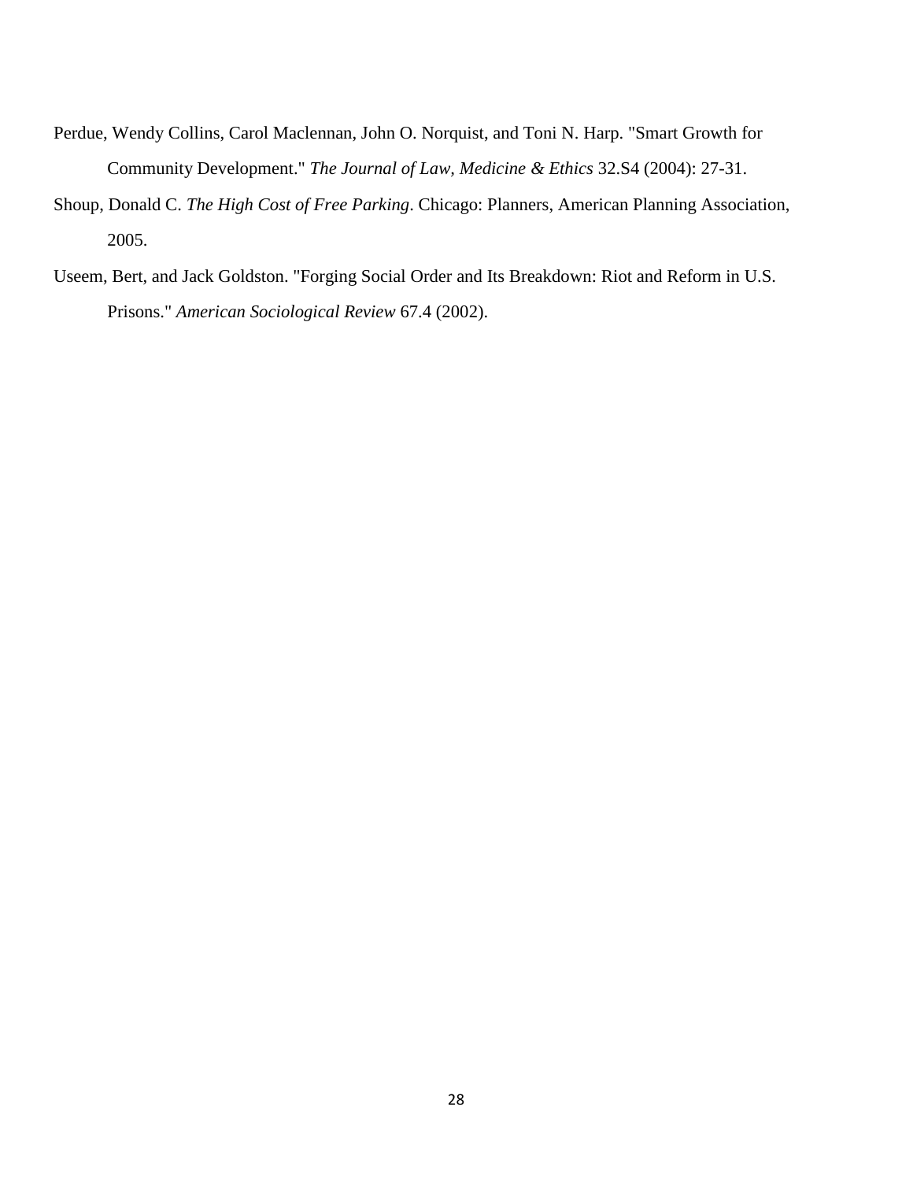Perdue, Wendy Collins, Carol Maclennan, John O. Norquist, and Toni N. Harp. "Smart Growth for Community Development." *The Journal of Law, Medicine & Ethics* 32.S4 (2004): 27-31.

Shoup, Donald C. *The High Cost of Free Parking*. Chicago: Planners, American Planning Association, 2005.

Useem, Bert, and Jack Goldston. "Forging Social Order and Its Breakdown: Riot and Reform in U.S. Prisons." *American Sociological Review* 67.4 (2002).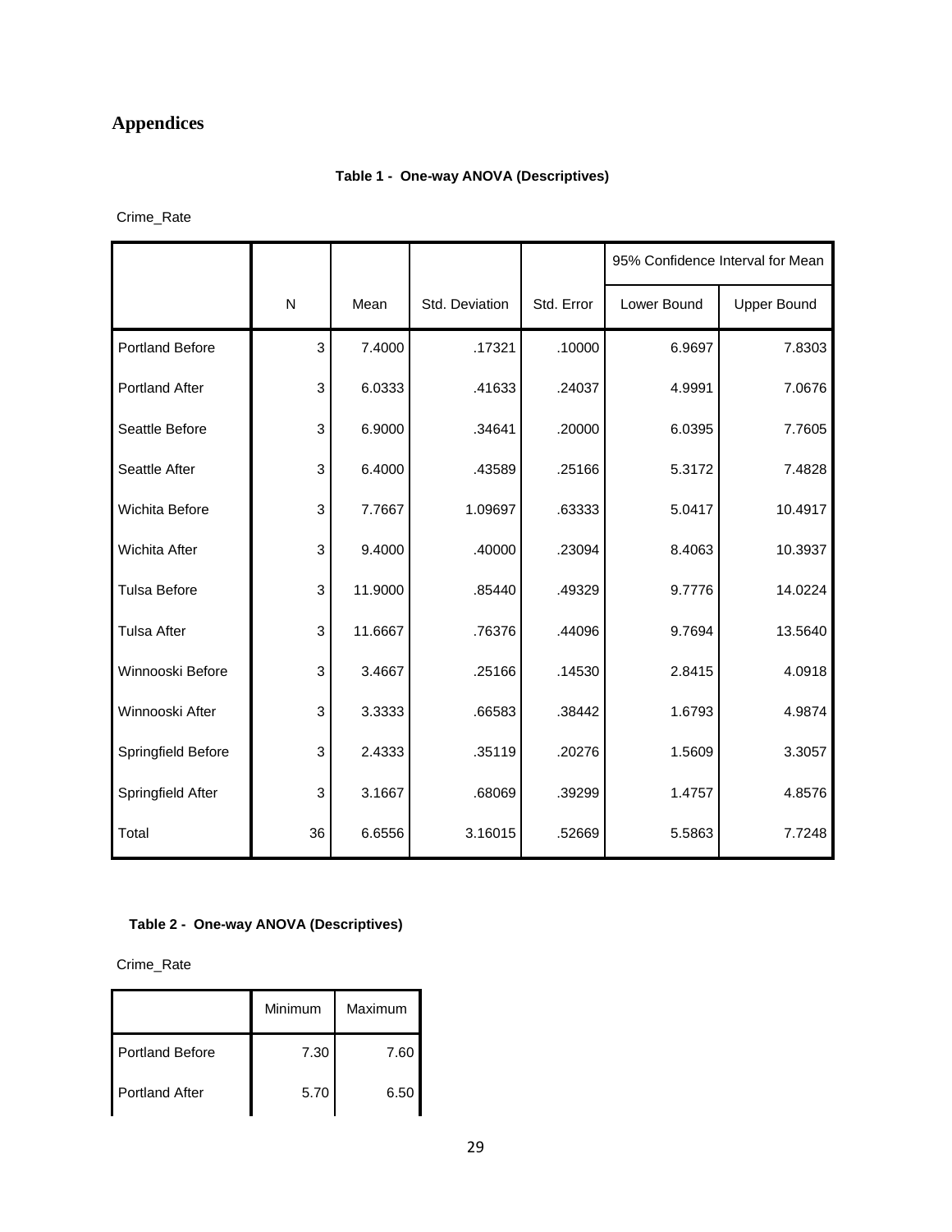# Appendices

**Table 1 - One-way ANOVA (Descriptives)**

Crime_Rate

| | N | Mean | Std. Deviation | Std. Error | 95% Confidence Interval for Mean | |
|---|---|---|---|---|---|---|
| | | | | | Lower Bound | Upper Bound |
| Portland Before | 3 | 7.4000 | .17321 | .10000 | 6.9697 | 7.8303 |
| Portland After | 3 | 6.0333 | .41633 | .24037 | 4.9991 | 7.0676 |
| Seattle Before | 3 | 6.9000 | .34641 | .20000 | 6.0395 | 7.7605 |
| Seattle After | 3 | 6.4000 | .43589 | .25166 | 5.3172 | 7.4828 |
| Wichita Before | 3 | 7.7667 | 1.09697 | .63333 | 5.0417 | 10.4917 |
| Wichita After | 3 | 9.4000 | .40000 | .23094 | 8.4063 | 10.3937 |
| Tulsa Before | 3 | 11.9000 | .85440 | .49329 | 9.7776 | 14.0224 |
| Tulsa After | 3 | 11.6667 | .76376 | .44096 | 9.7694 | 13.5640 |
| Winnooski Before | 3 | 3.4667 | .25166 | .14530 | 2.8415 | 4.0918 |
| Winnooski After | 3 | 3.3333 | .66583 | .38442 | 1.6793 | 4.9874 |
| Springfield Before | 3 | 2.4333 | .35119 | .20276 | 1.5609 | 3.3057 |
| Springfield After | 3 | 3.1667 | .68069 | .39299 | 1.4757 | 4.8576 |
| Total | 36 | 6.6556 | 3.16015 | .52669 | 5.5863 | 7.7248 |

**Table 2 - One-way ANOVA (Descriptives)**

Crime_Rate

| | Minimum | Maximum |
|---|---|---|
| Portland Before | 7.30 | 7.60 |
| Portland After | 5.70 | 6.50 |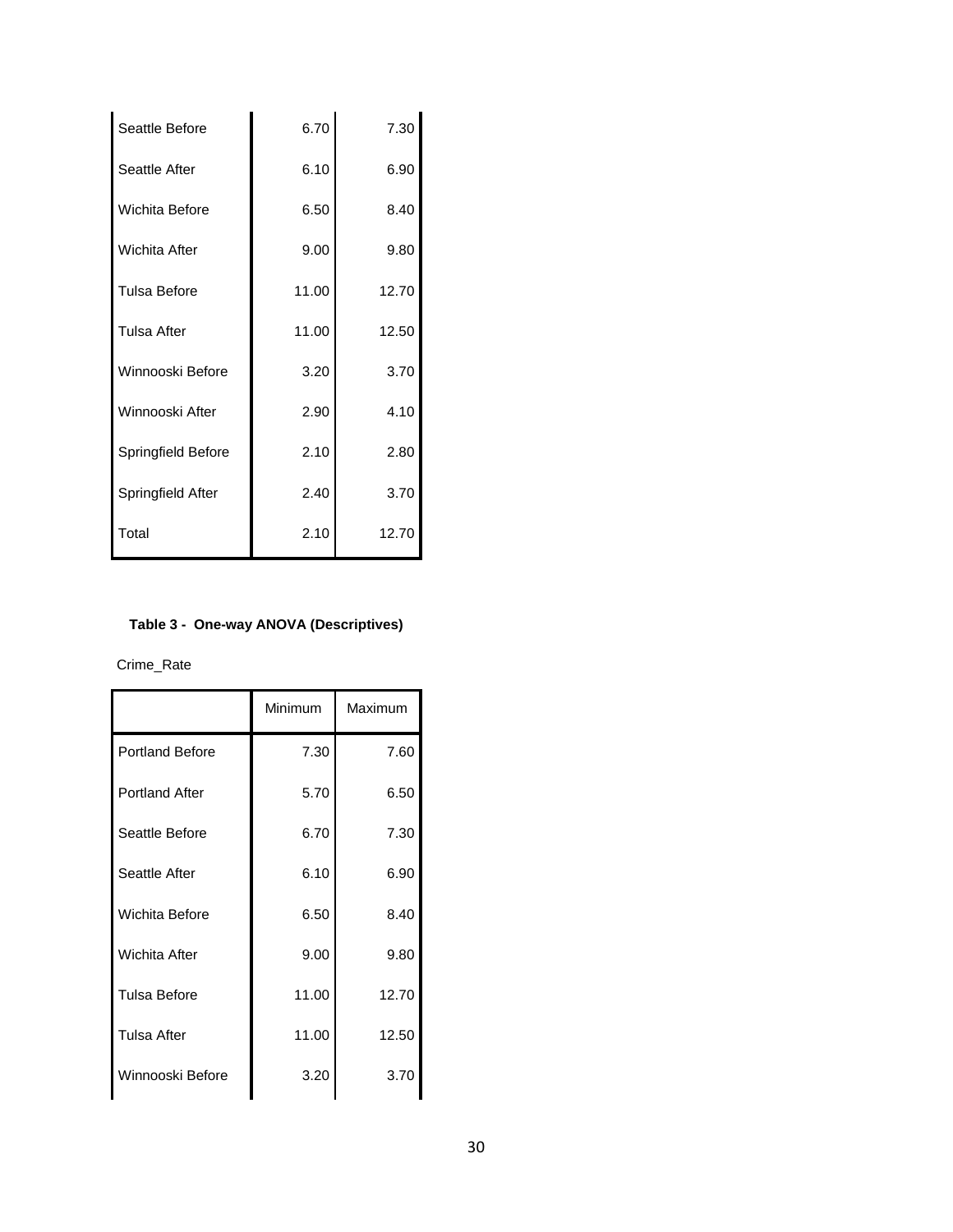| | | |
|---|---|---|
| Seattle Before | 6.70 | 7.30 |
| Seattle After | 6.10 | 6.90 |
| Wichita Before | 6.50 | 8.40 |
| Wichita After | 9.00 | 9.80 |
| Tulsa Before | 11.00 | 12.70 |
| Tulsa After | 11.00 | 12.50 |
| Winnooski Before | 3.20 | 3.70 |
| Winnooski After | 2.90 | 4.10 |
| Springfield Before | 2.10 | 2.80 |
| Springfield After | 2.40 | 3.70 |
| Total | 2.10 | 12.70 |

**Table 3 - One-way ANOVA (Descriptives)**

Crime_Rate

| | Minimum | Maximum |
|---|---|---|
| Portland Before | 7.30 | 7.60 |
| Portland After | 5.70 | 6.50 |
| Seattle Before | 6.70 | 7.30 |
| Seattle After | 6.10 | 6.90 |
| Wichita Before | 6.50 | 8.40 |
| Wichita After | 9.00 | 9.80 |
| Tulsa Before | 11.00 | 12.70 |
| Tulsa After | 11.00 | 12.50 |
| Winnooski Before | 3.20 | 3.70 |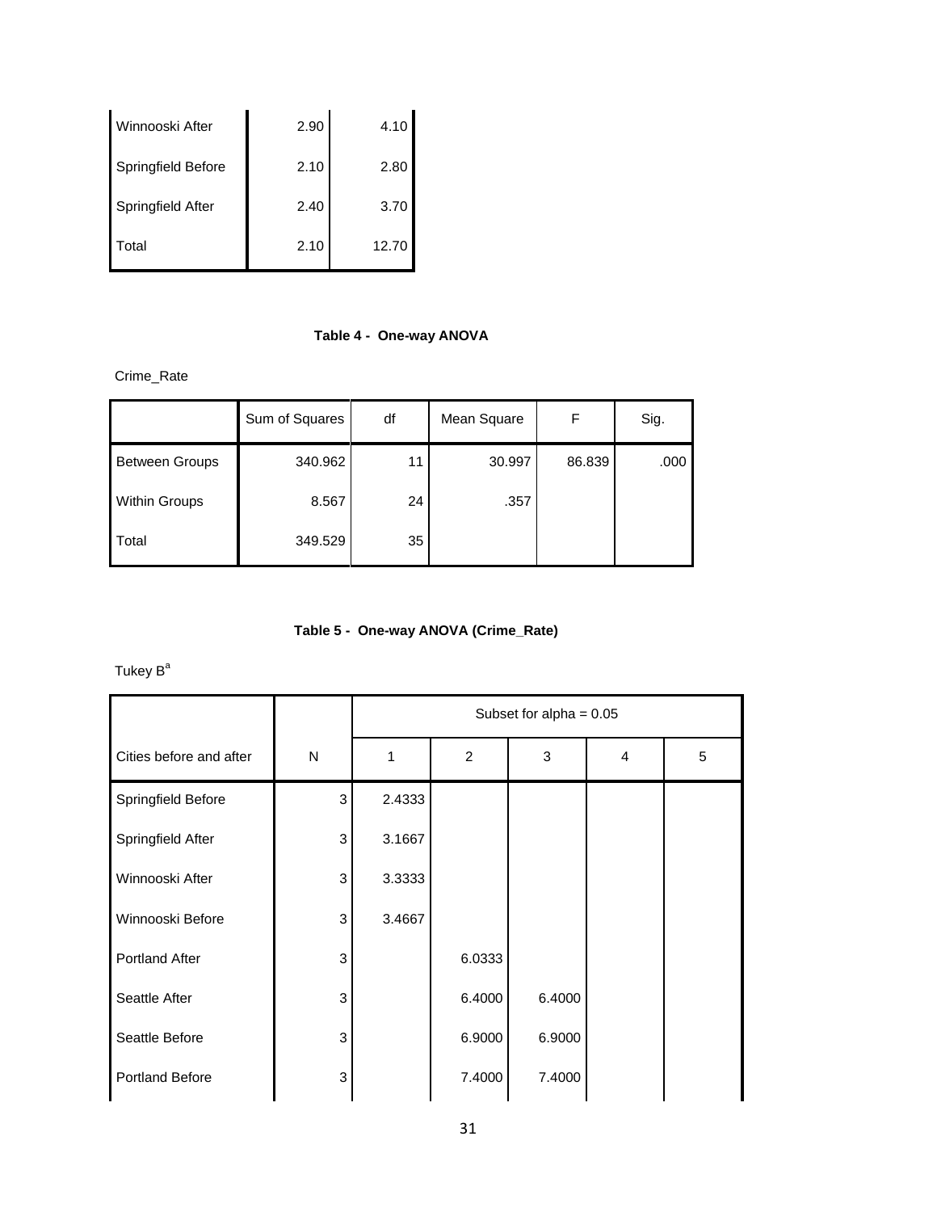| | | |
|---|---|---|
| Winnooski After | 2.90 | 4.10 |
| Springfield Before | 2.10 | 2.80 |
| Springfield After | 2.40 | 3.70 |
| Total | 2.10 | 12.70 |

**Table 4 - One-way ANOVA**

Crime_Rate

| | Sum of Squares | df | Mean Square | F | Sig. |
|---|---|---|---|---|---|
| Between Groups | 340.962 | 11 | 30.997 | 86.839 | .000 |
| Within Groups | 8.567 | 24 | .357 | | |
| Total | 349.529 | 35 | | | |

**Table 5 - One-way ANOVA (Crime_Rate)**

Tukey B[a]

| | | Subset for alpha = 0.05 | | | | |
|---|---|---|---|---|---|---|
| Cities before and after | N | 1 | 2 | 3 | 4 | 5 |
| Springfield Before | 3 | 2.4333 | | | | |
| Springfield After | 3 | 3.1667 | | | | |
| Winnooski After | 3 | 3.3333 | | | | |
| Winnooski Before | 3 | 3.4667 | | | | |
| Portland After | 3 | | 6.0333 | | | |
| Seattle After | 3 | | 6.4000 | 6.4000 | | |
| Seattle Before | 3 | | 6.9000 | 6.9000 | | |
| Portland Before | 3 | | 7.4000 | 7.4000 | | |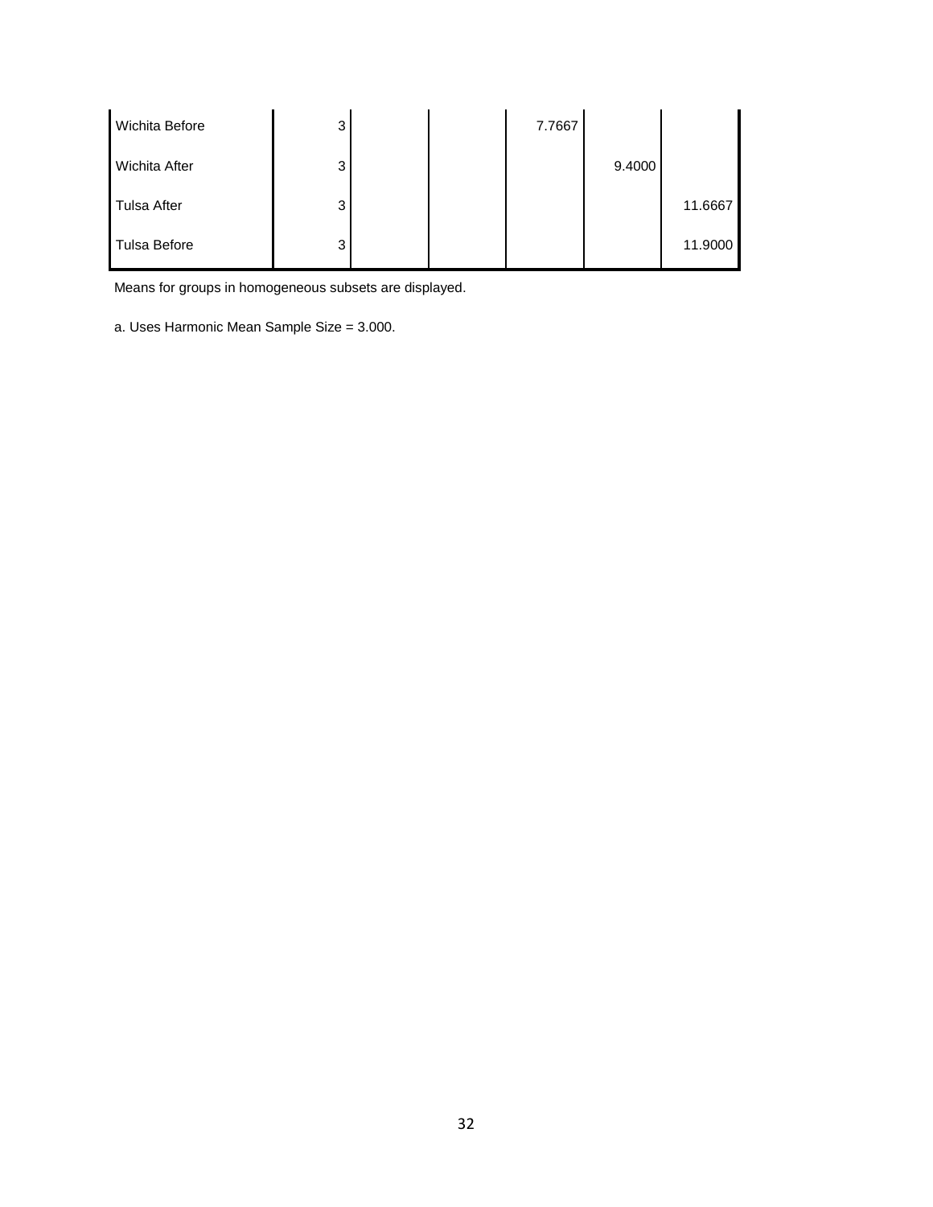| | | | | | | |
|---|---|---|---|---|---|---|
| Wichita Before | 3 | | | 7.7667 | | |
| Wichita After | 3 | | | | 9.4000 | |
| Tulsa After | 3 | | | | | 11.6667 |
| Tulsa Before | 3 | | | | | 11.9000 |

Means for groups in homogeneous subsets are displayed.

a. Uses Harmonic Mean Sample Size = 3.000.